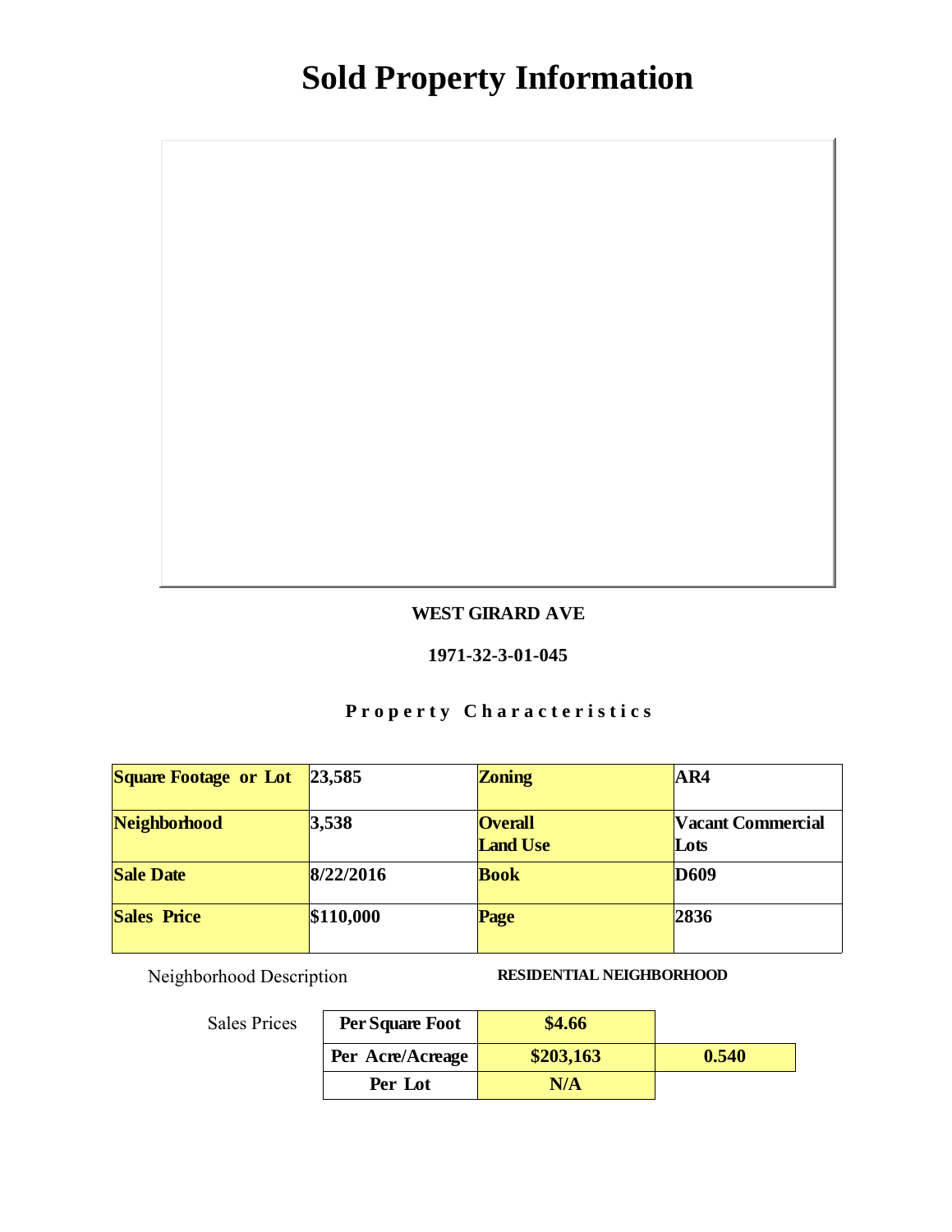# Sold Property Information

**WEST GIRARD AVE**

**1971-32-3-01-045**

### P r o p e r t y   C h a r a c t e r i s t i c s

| Square Footage or Lot | 23,585 | Zoning | AR4 |
|---|---|---|---|
| Neighborhood | 3,538 | Overall Land Use | Vacant Commercial Lots |
| Sale Date | 8/22/2016 | Book | D609 |
| Sales Price | $110,000 | Page | 2836 |

Neighborhood Description **RESIDENTIAL NEIGHBORHOOD**

Sales Prices

| | | |
|---|---|---|
| Per Square Foot | $4.66 | |
| Per Acre/Acreage | $203,163 | 0.540 |
| Per Lot | N/A | |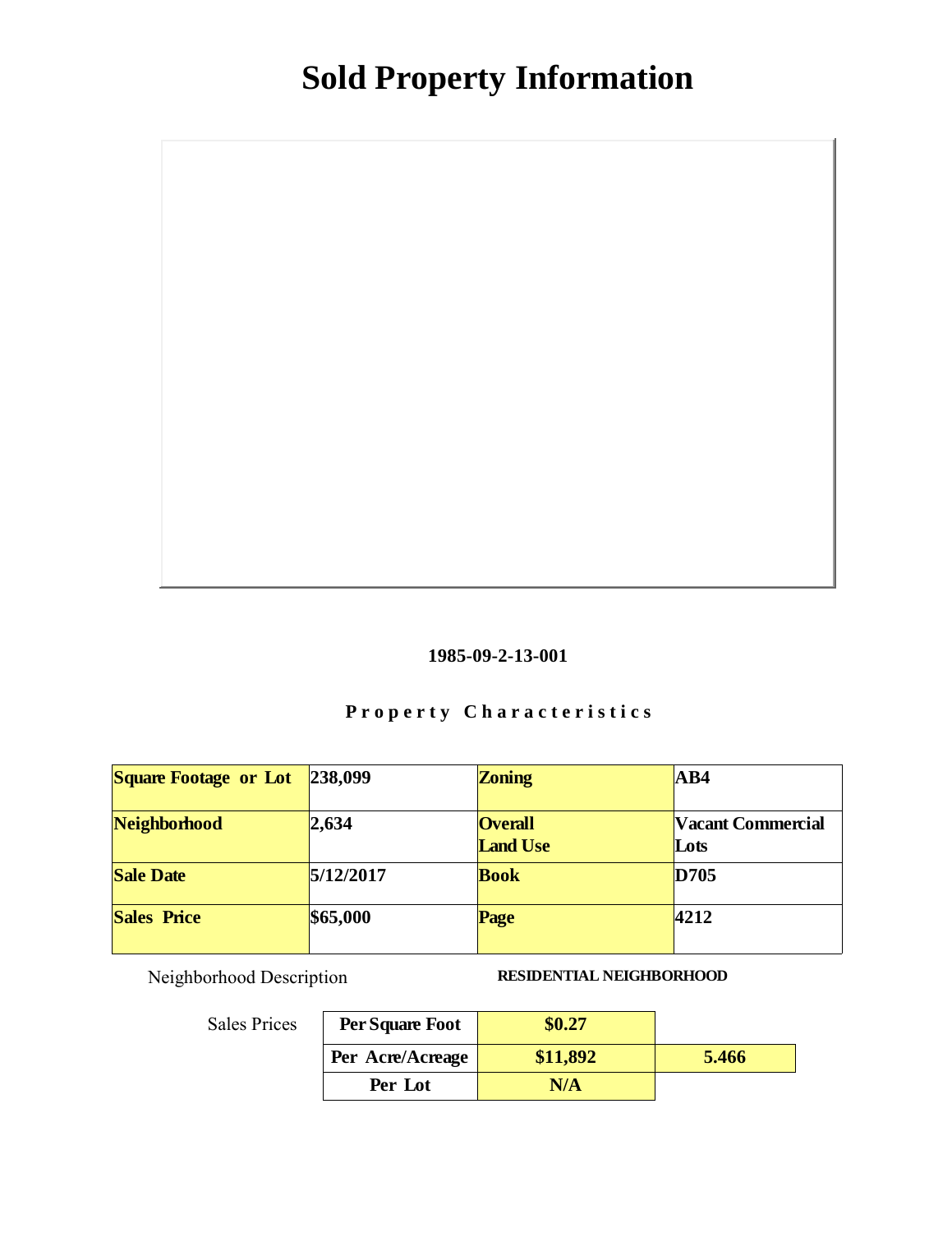# Sold Property Information

**1985-09-2-13-001**

**Property Characteristics**

| **Square Footage or Lot** | **238,099** | **Zoning** | **AB4** |
|---|---|---|---|
| **Neighborhood** | **2,634** | **Overall Land Use** | **Vacant Commercial Lots** |
| **Sale Date** | **5/12/2017** | **Book** | **D705** |
| **Sales Price** | **$65,000** | **Page** | **4212** |

Neighborhood Description **RESIDENTIAL NEIGHBORHOOD**

Sales Prices

| | | |
|---|---|---|
| **Per Square Foot** | **$0.27** | |
| **Per Acre/Acreage** | **$11,892** | **5.466** |
| **Per Lot** | **N/A** | |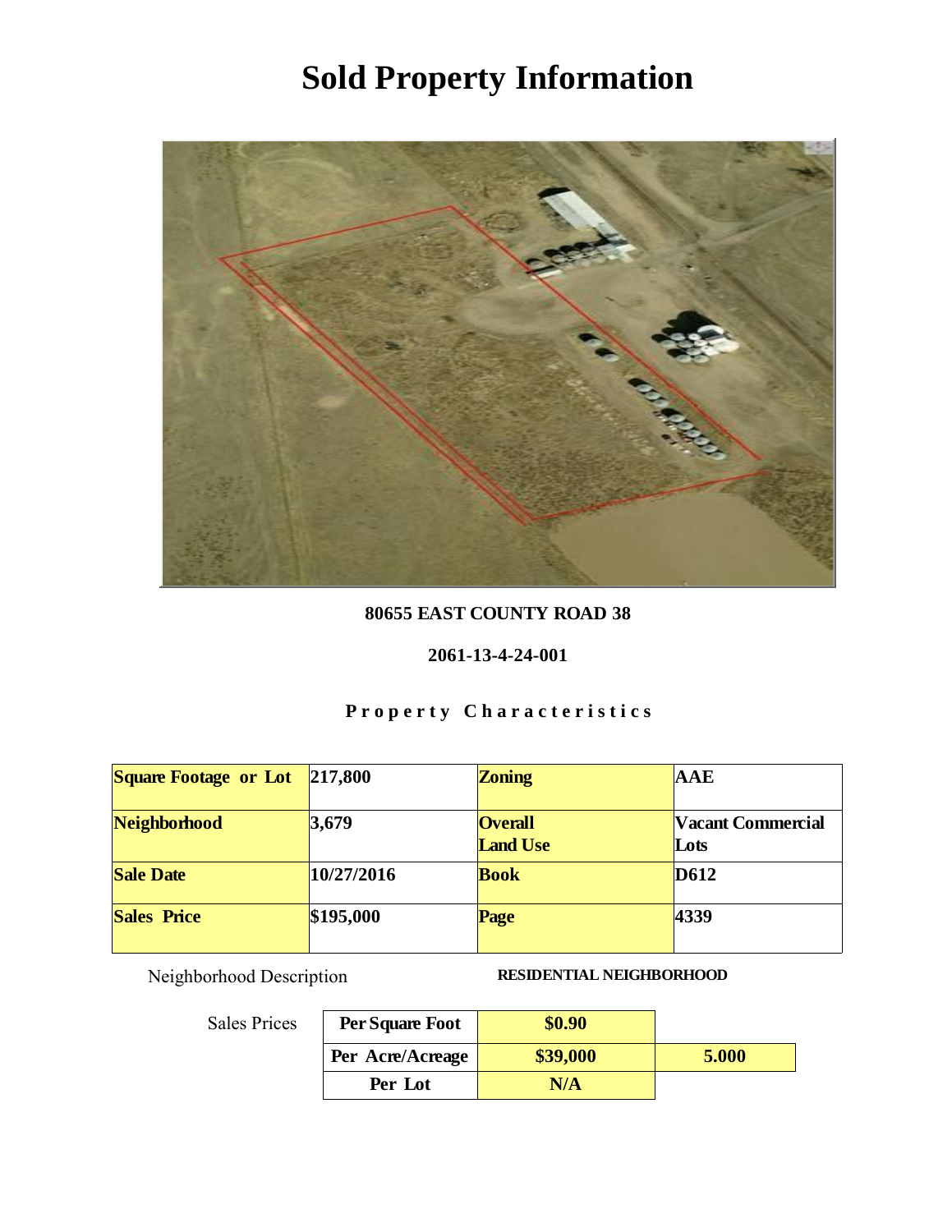# Sold Property Information

**80655 EAST COUNTY ROAD 38**

**2061-13-4-24-001**

**Property Characteristics**

| Square Footage or Lot | 217,800 | Zoning | AAE |
|---|---|---|---|
| Neighborhood | 3,679 | Overall Land Use | Vacant Commercial Lots |
| Sale Date | 10/27/2016 | Book | D612 |
| Sales Price | $195,000 | Page | 4339 |

Neighborhood Description **RESIDENTIAL NEIGHBORHOOD**

Sales Prices

| | | |
|---|---|---|
| Per Square Foot | $0.90 | |
| Per Acre/Acreage | $39,000 | 5.000 |
| Per Lot | N/A | |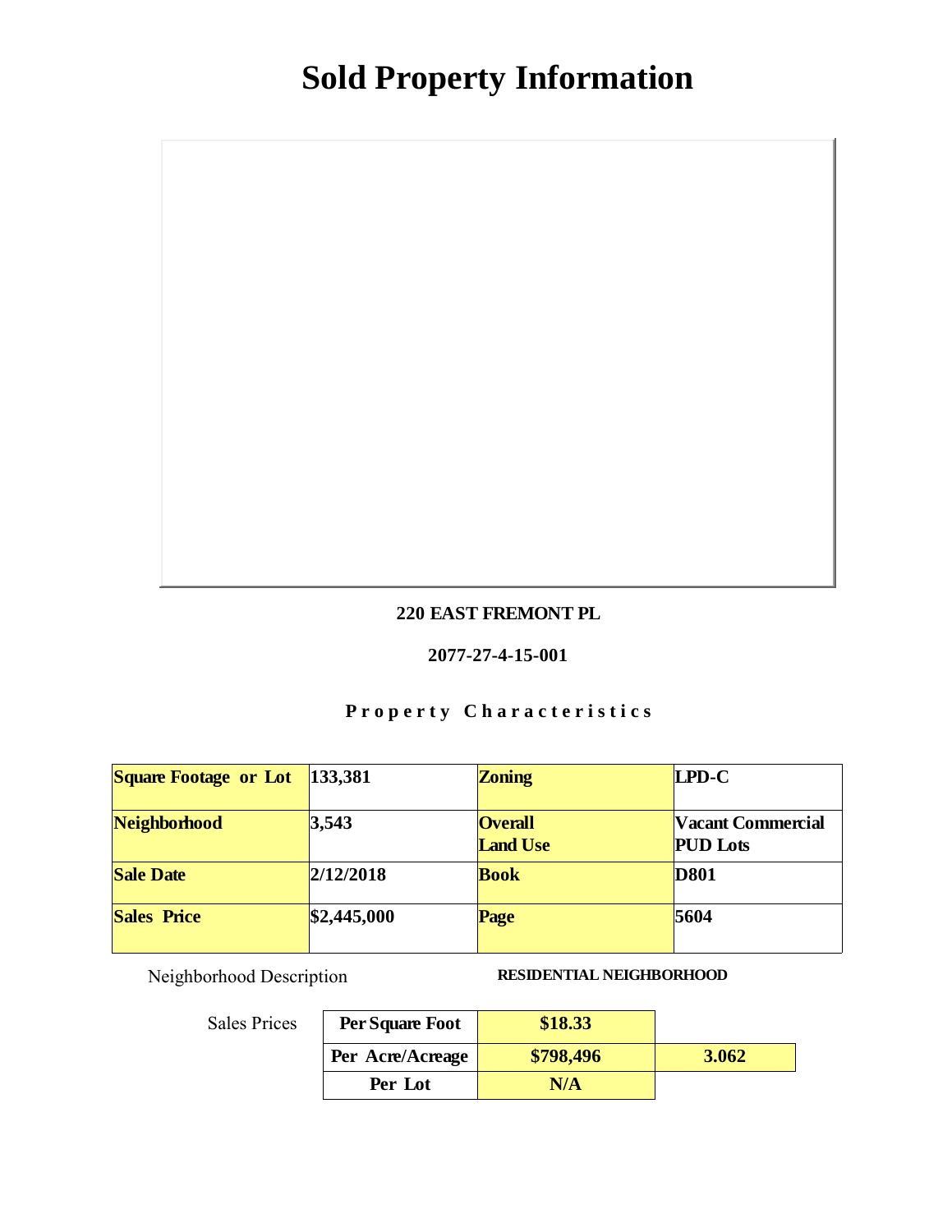# Sold Property Information

**220 EAST FREMONT PL**

**2077-27-4-15-001**

**Property Characteristics**

| Square Footage or Lot | 133,381 | Zoning | LPD-C |
|---|---|---|---|
| Neighborhood | 3,543 | Overall Land Use | Vacant Commercial PUD Lots |
| Sale Date | 2/12/2018 | Book | D801 |
| Sales Price | $2,445,000 | Page | 5604 |

Neighborhood Description **RESIDENTIAL NEIGHBORHOOD**

Sales Prices

| Per Square Foot | $18.33 | |
|---|---|---|
| Per Acre/Acreage | $798,496 | 3.062 |
| Per Lot | N/A | |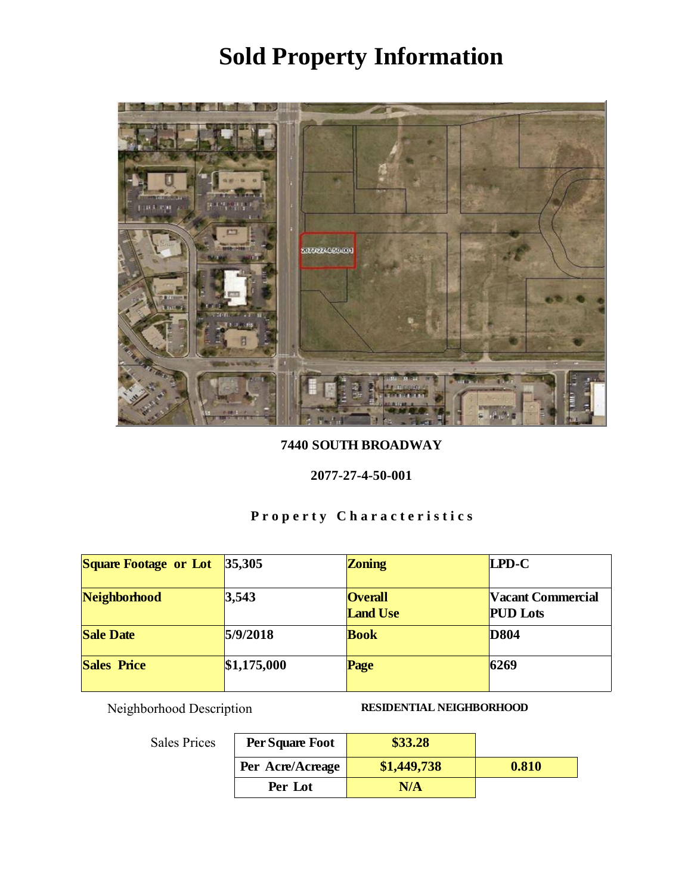# Sold Property Information

**7440 SOUTH BROADWAY**

**2077-27-4-50-001**

**Property Characteristics**

| Square Footage or Lot | 35,305 | Zoning | LPD-C |
|---|---|---|---|
| Neighborhood | 3,543 | Overall Land Use | Vacant Commercial PUD Lots |
| Sale Date | 5/9/2018 | Book | D804 |
| Sales Price | $1,175,000 | Page | 6269 |

Neighborhood Description **RESIDENTIAL NEIGHBORHOOD**

Sales Prices

| | | |
|---|---|---|
| Per Square Foot | $33.28 | |
| Per Acre/Acreage | $1,449,738 | 0.810 |
| Per Lot | N/A | |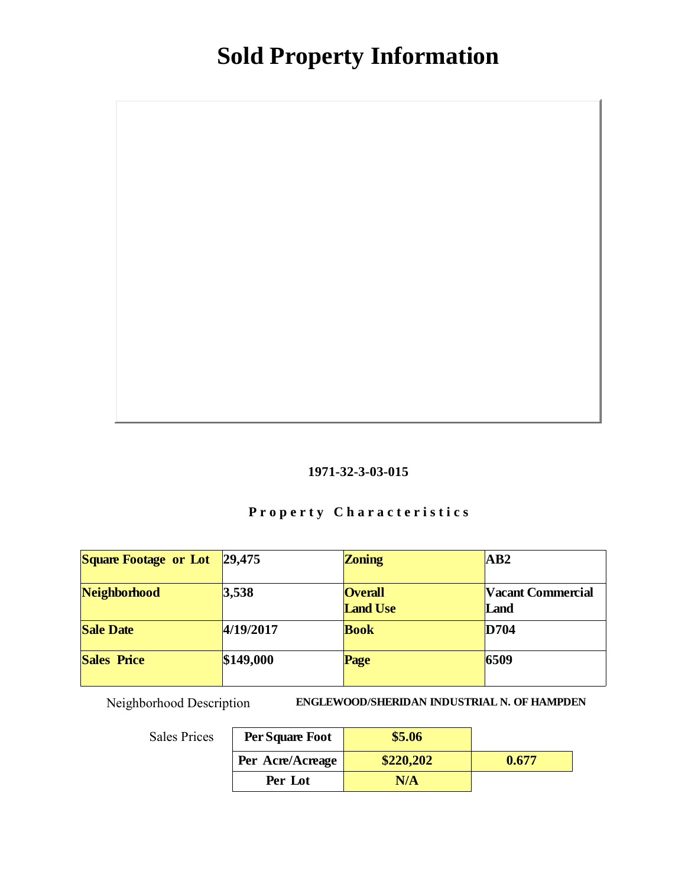# Sold Property Information

**1971-32-3-03-015**

**Property Characteristics**

| Square Footage or Lot | 29,475 | Zoning | AB2 |
|---|---|---|---|
| Neighborhood | 3,538 | Overall Land Use | Vacant Commercial Land |
| Sale Date | 4/19/2017 | Book | D704 |
| Sales Price | $149,000 | Page | 6509 |

Neighborhood Description **ENGLEWOOD/SHERIDAN INDUSTRIAL N. OF HAMPDEN**

Sales Prices

| | | |
|---|---|---|
| Per Square Foot | $5.06 | |
| Per Acre/Acreage | $220,202 | 0.677 |
| Per Lot | N/A | |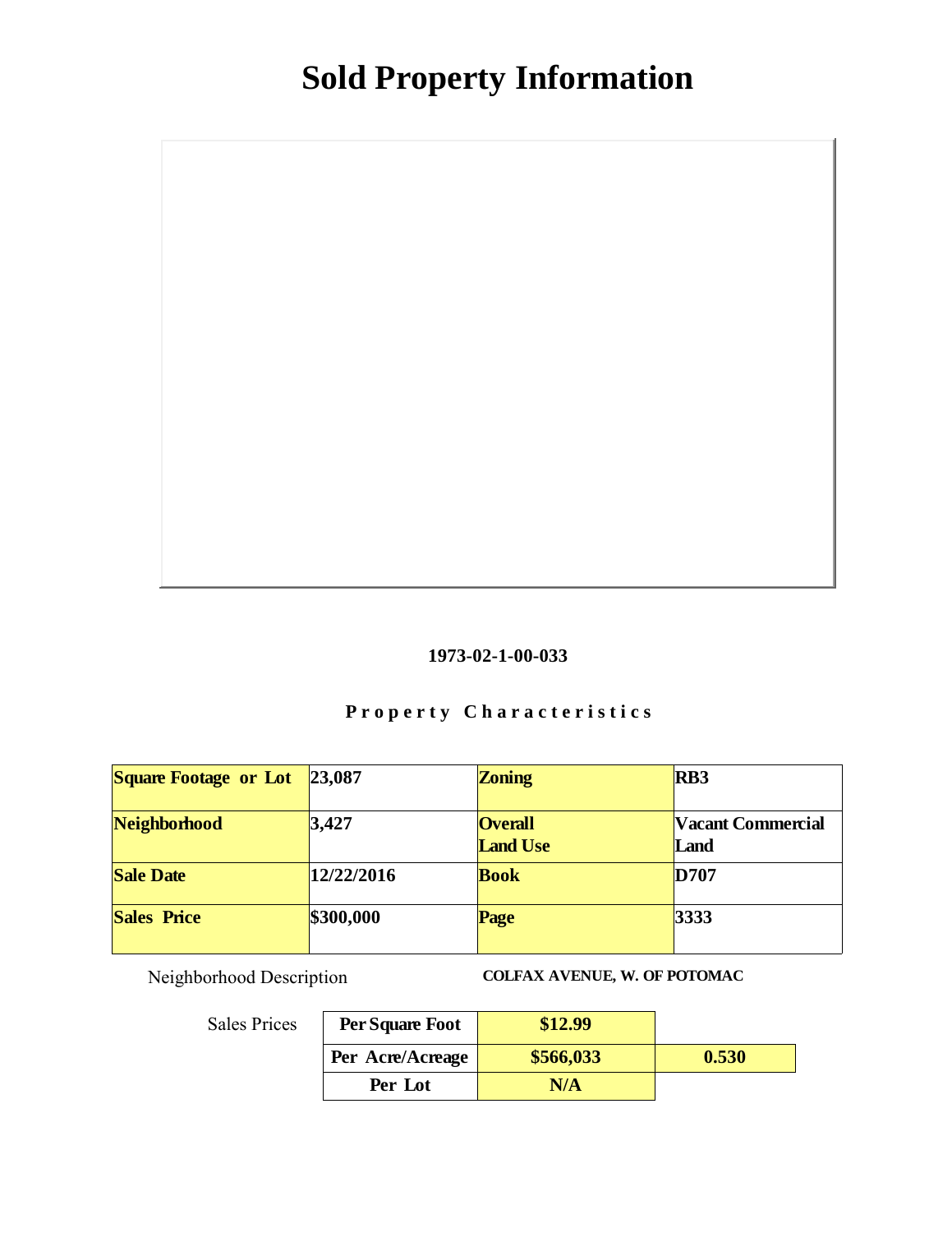# Sold Property Information

**1973-02-1-00-033**

**Property Characteristics**

| **Square Footage or Lot** | **23,087** | **Zoning** | **RB3** |
|---|---|---|---|
| **Neighborhood** | **3,427** | **Overall Land Use** | **Vacant Commercial Land** |
| **Sale Date** | **12/22/2016** | **Book** | **D707** |
| **Sales Price** | **$300,000** | **Page** | **3333** |

Neighborhood Description **COLFAX AVENUE, W. OF POTOMAC**

Sales Prices

| | | |
|---|---|---|
| **Per Square Foot** | **$12.99** | |
| **Per Acre/Acreage** | **$566,033** | **0.530** |
| **Per Lot** | **N/A** | |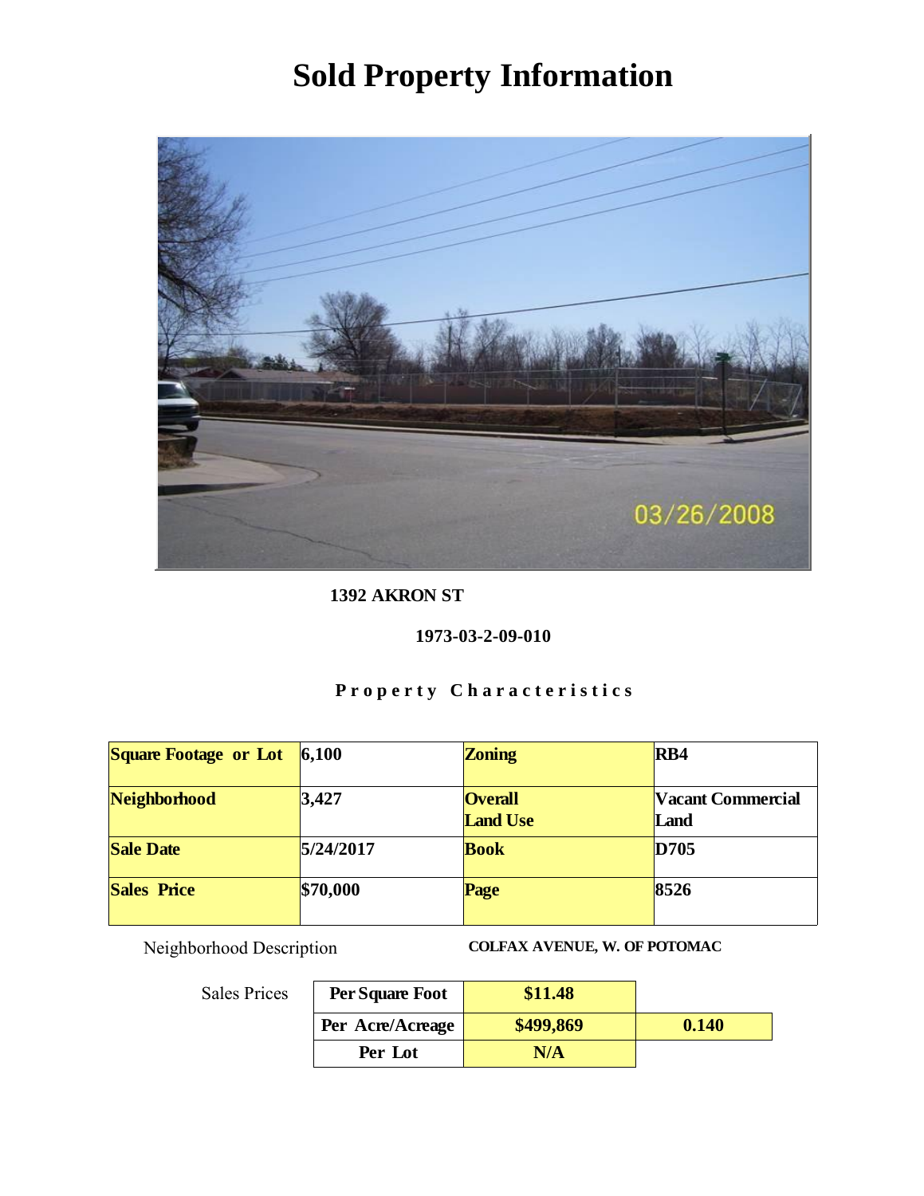# Sold Property Information

**1392 AKRON ST**

**1973-03-2-09-010**

**Property Characteristics**

| Square Footage or Lot | 6,100 | Zoning | RB4 |
|---|---|---|---|
| Neighborhood | 3,427 | Overall Land Use | Vacant Commercial Land |
| Sale Date | 5/24/2017 | Book | D705 |
| Sales Price | $70,000 | Page | 8526 |

Neighborhood Description **COLFAX AVENUE, W. OF POTOMAC**

Sales Prices

| | | |
|---|---|---|
| Per Square Foot | $11.48 | |
| Per Acre/Acreage | $499,869 | 0.140 |
| Per Lot | N/A | |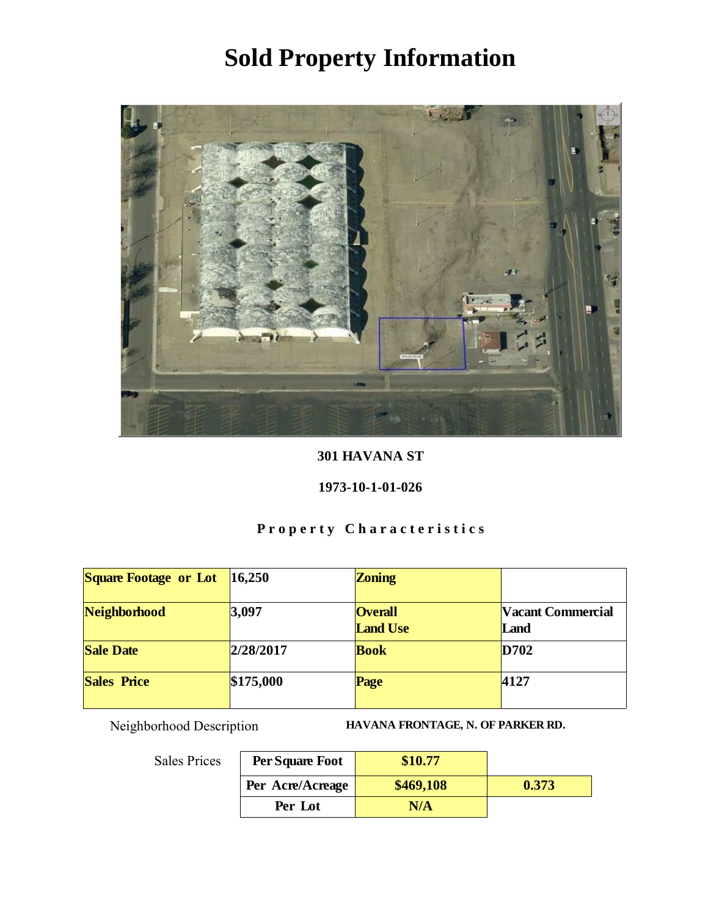# Sold Property Information

**301 HAVANA ST**

**1973-10-1-01-026**

**Property Characteristics**

| | | | |
|---|---|---|---|
| **Square Footage or Lot** | **16,250** | **Zoning** | |
| **Neighborhood** | **3,097** | **Overall Land Use** | **Vacant Commercial Land** |
| **Sale Date** | **2/28/2017** | **Book** | **D702** |
| **Sales Price** | **$175,000** | **Page** | **4127** |

Neighborhood Description **HAVANA FRONTAGE, N. OF PARKER RD.**

Sales Prices

| | | |
|---|---|---|
| **Per Square Foot** | **$10.77** | |
| **Per Acre/Acreage** | **$469,108** | **0.373** |
| **Per Lot** | **N/A** | |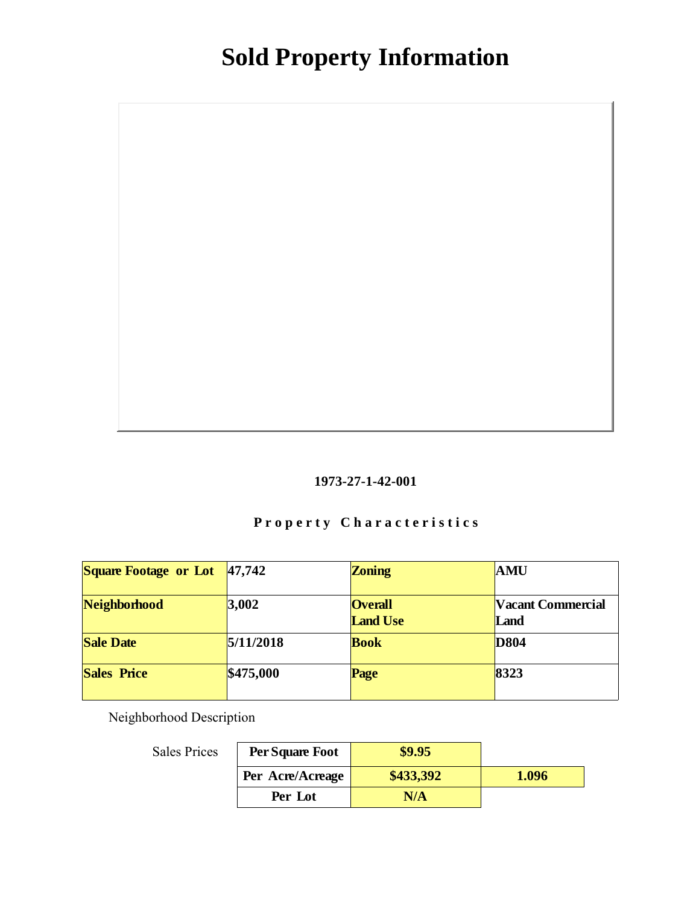# Sold Property Information

**1973-27-1-42-001**

**Property Characteristics**

| Square Footage or Lot | 47,742 | Zoning | AMU |
|---|---|---|---|
| Neighborhood | 3,002 | Overall Land Use | Vacant Commercial Land |
| Sale Date | 5/11/2018 | Book | D804 |
| Sales Price | $475,000 | Page | 8323 |

Neighborhood Description

Sales Prices

| Per Square Foot | $9.95 | |
|---|---|---|
| Per Acre/Acreage | $433,392 | 1.096 |
| Per Lot | N/A | |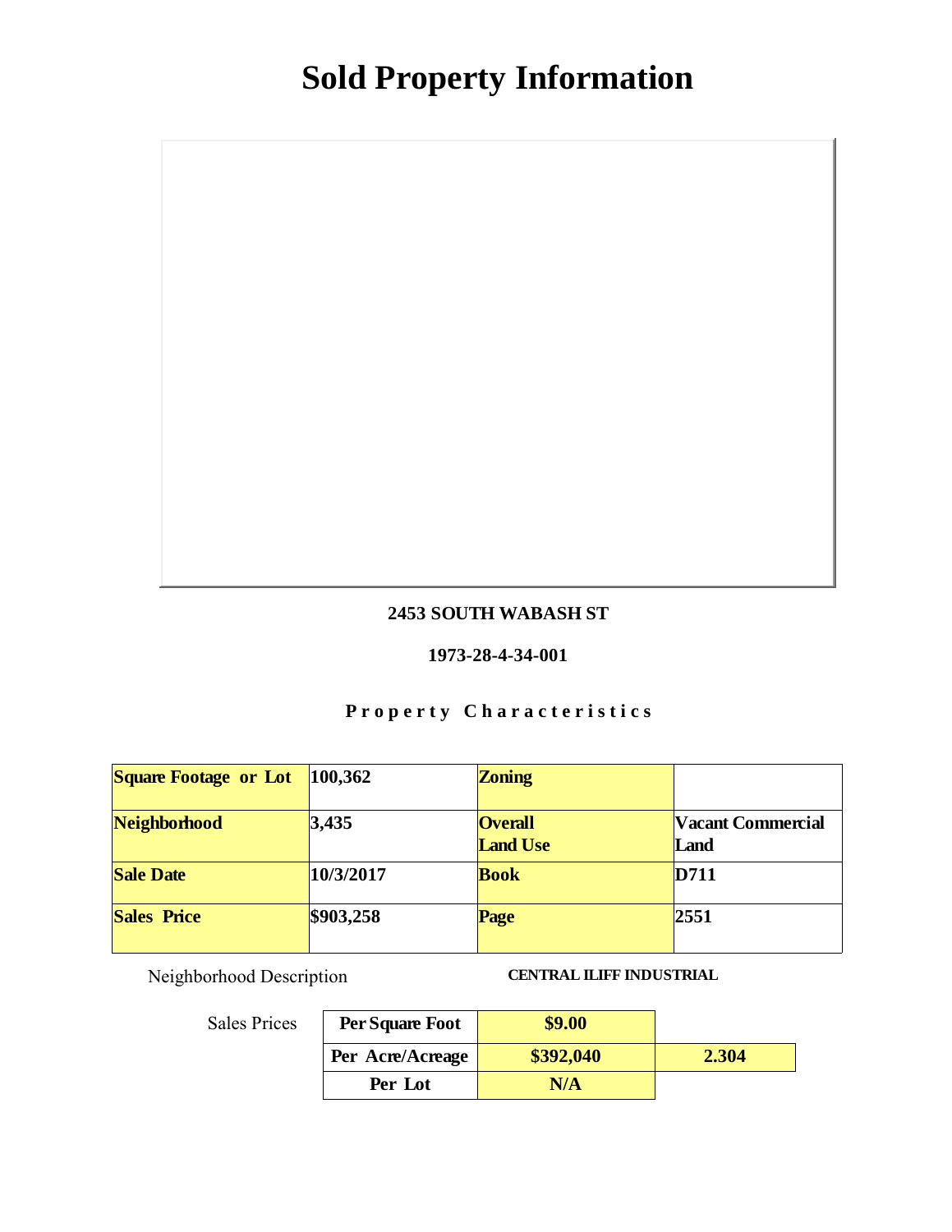# Sold Property Information

**2453 SOUTH WABASH ST**

**1973-28-4-34-001**

**Property Characteristics**

| Square Footage or Lot | 100,362 | Zoning | |
|---|---|---|---|
| Neighborhood | 3,435 | Overall Land Use | Vacant Commercial Land |
| Sale Date | 10/3/2017 | Book | D711 |
| Sales Price | $903,258 | Page | 2551 |

Neighborhood Description **CENTRAL ILIFF INDUSTRIAL**

Sales Prices

| | | |
|---|---|---|
| Per Square Foot | $9.00 | |
| Per Acre/Acreage | $392,040 | 2.304 |
| Per Lot | N/A | |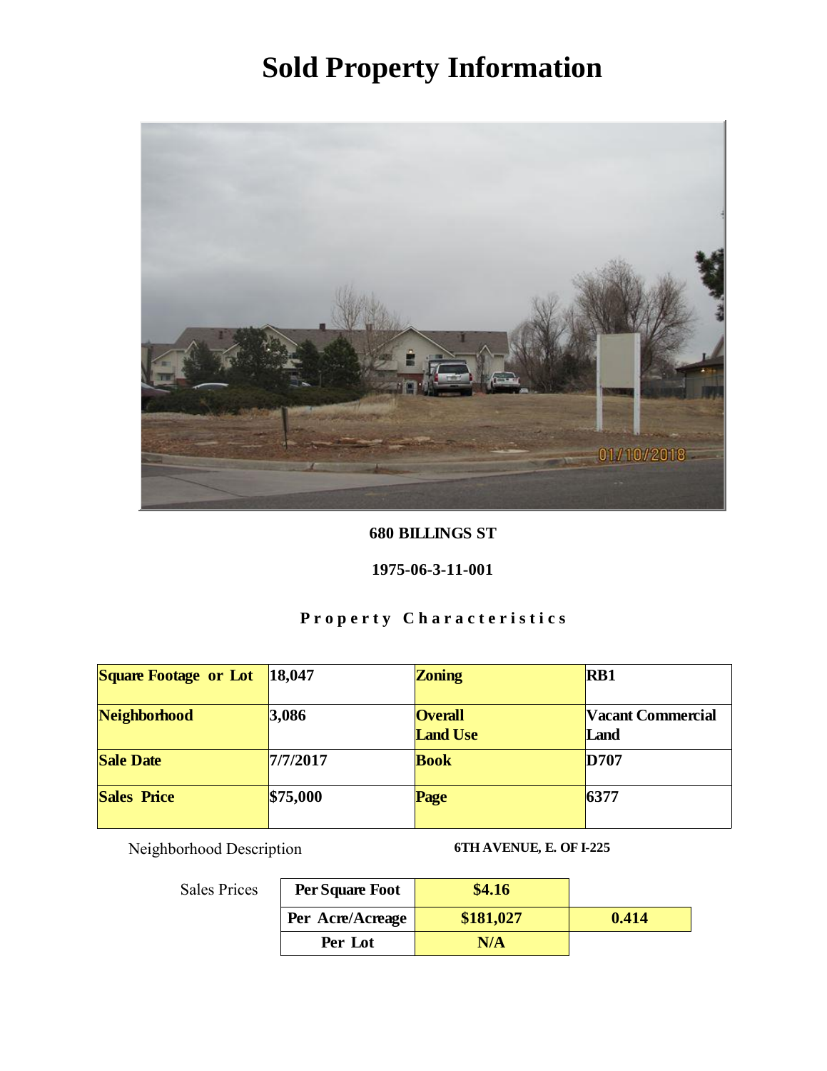# Sold Property Information

**680 BILLINGS ST**

**1975-06-3-11-001**

## Property Characteristics

| Square Footage or Lot | 18,047 | Zoning | RB1 |
|---|---|---|---|
| Neighborhood | 3,086 | Overall Land Use | Vacant Commercial Land |
| Sale Date | 7/7/2017 | Book | D707 |
| Sales Price | $75,000 | Page | 6377 |

Neighborhood Description **6TH AVENUE, E. OF I-225**

Sales Prices

| Per Square Foot | $4.16 | |
|---|---|---|
| Per Acre/Acreage | $181,027 | 0.414 |
| Per Lot | N/A | |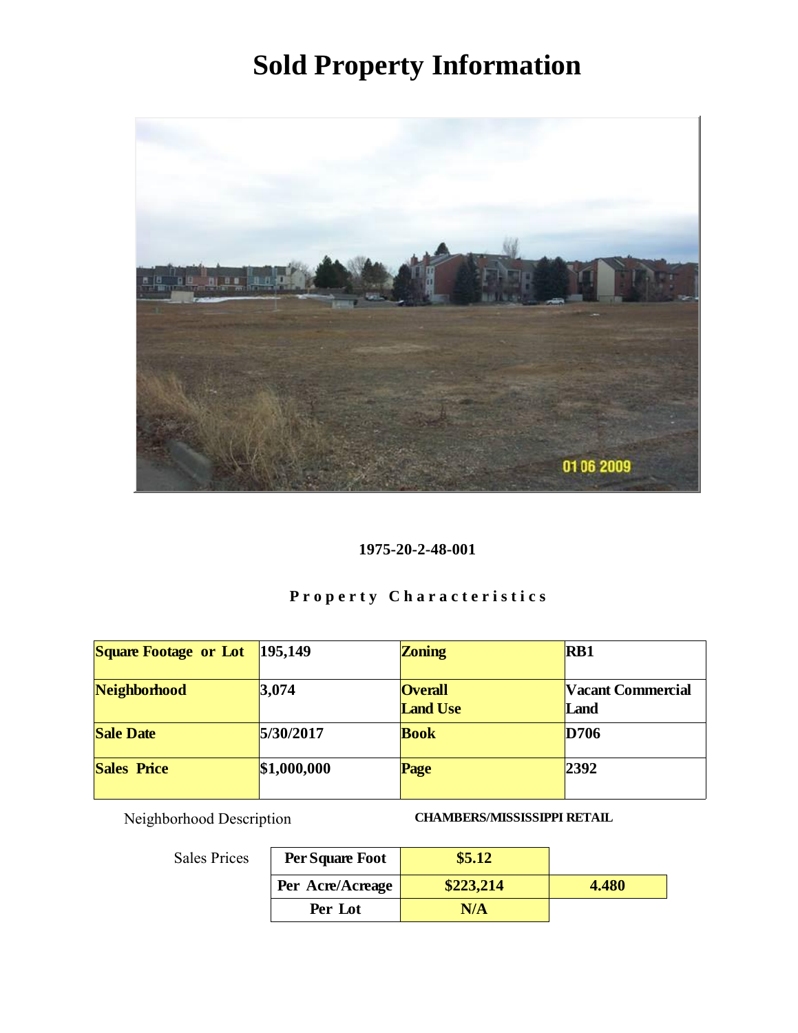# Sold Property Information

**1975-20-2-48-001**

**Property Characteristics**

| **Square Footage or Lot** | **195,149** | **Zoning** | **RB1** |
|---|---|---|---|
| **Neighborhood** | **3,074** | **Overall Land Use** | **Vacant Commercial Land** |
| **Sale Date** | **5/30/2017** | **Book** | **D706** |
| **Sales Price** | **$1,000,000** | **Page** | **2392** |

Neighborhood Description **CHAMBERS/MISSISSIPPI RETAIL**

Sales Prices

| | | |
|---|---|---|
| **Per Square Foot** | **$5.12** | |
| **Per Acre/Acreage** | **$223,214** | **4.480** |
| **Per Lot** | **N/A** | |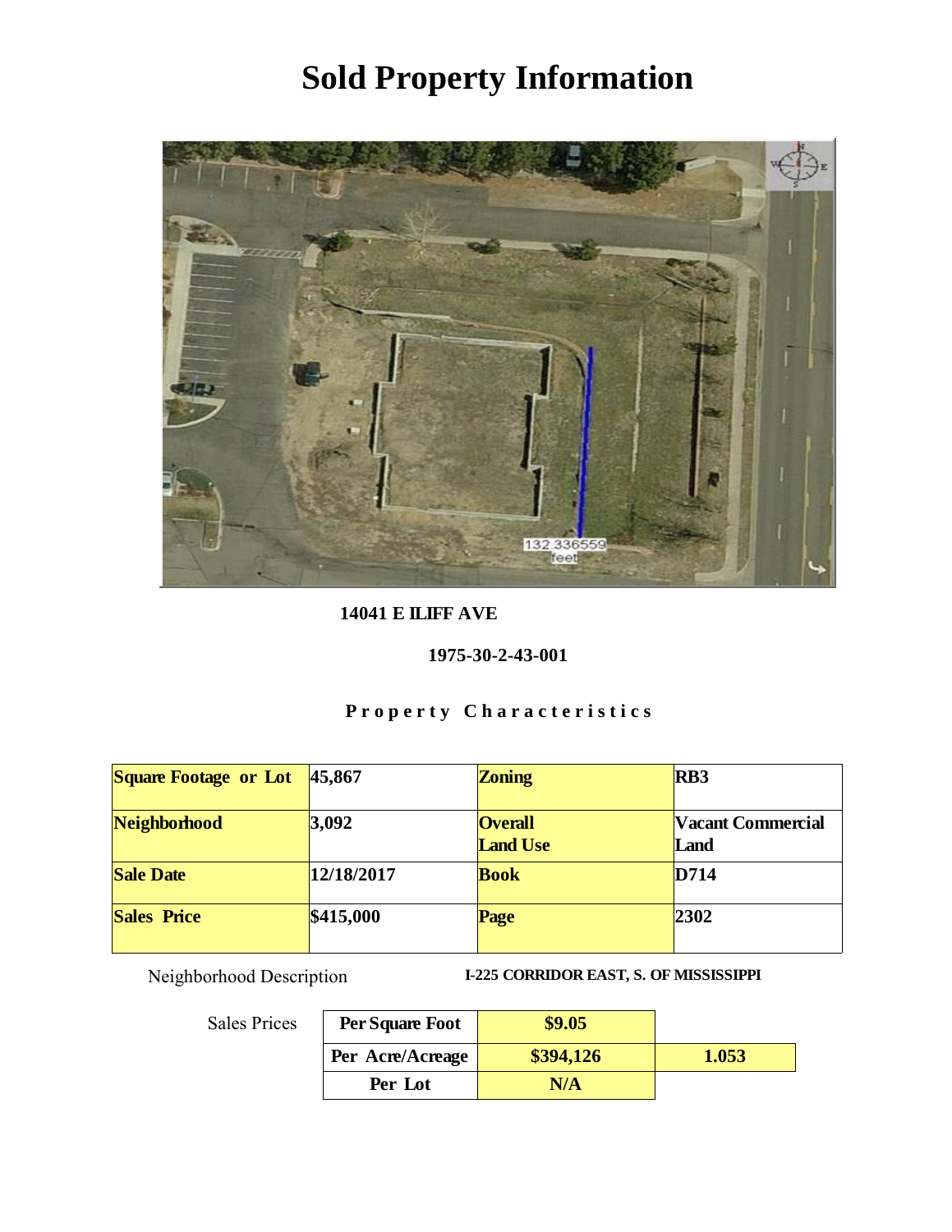# Sold Property Information

**14041 E ILIFF AVE**

**1975-30-2-43-001**

**Property Characteristics**

| | | | |
|---|---|---|---|
| **Square Footage or Lot** | **45,867** | **Zoning** | **RB3** |
| **Neighborhood** | **3,092** | **Overall Land Use** | **Vacant Commercial Land** |
| **Sale Date** | **12/18/2017** | **Book** | **D714** |
| **Sales Price** | **$415,000** | **Page** | **2302** |

Neighborhood Description **I-225 CORRIDOR EAST, S. OF MISSISSIPPI**

Sales Prices

| | | |
|---|---|---|
| **Per Square Foot** | **$9.05** | |
| **Per Acre/Acreage** | **$394,126** | **1.053** |
| **Per Lot** | **N/A** | |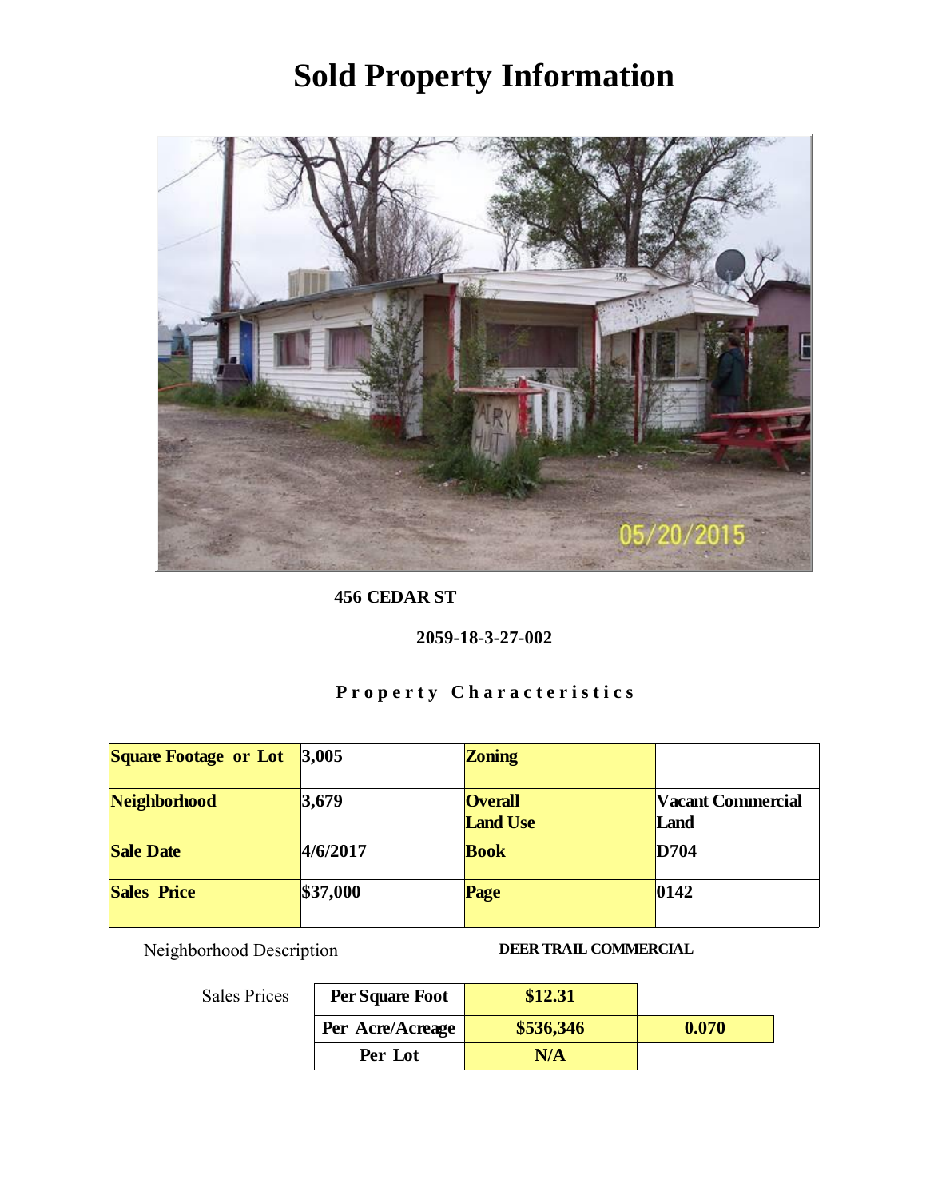# Sold Property Information

**456 CEDAR ST**

**2059-18-3-27-002**

**Property Characteristics**

| Square Footage or Lot | 3,005 | Zoning | |
|---|---|---|---|
| Neighborhood | 3,679 | Overall Land Use | Vacant Commercial Land |
| Sale Date | 4/6/2017 | Book | D704 |
| Sales Price | $37,000 | Page | 0142 |

Neighborhood Description **DEER TRAIL COMMERCIAL**

| Sales Prices | | | |
|---|---|---|---|
| | Per Square Foot | $12.31 | |
| | Per Acre/Acreage | $536,346 | 0.070 |
| | Per Lot | N/A | |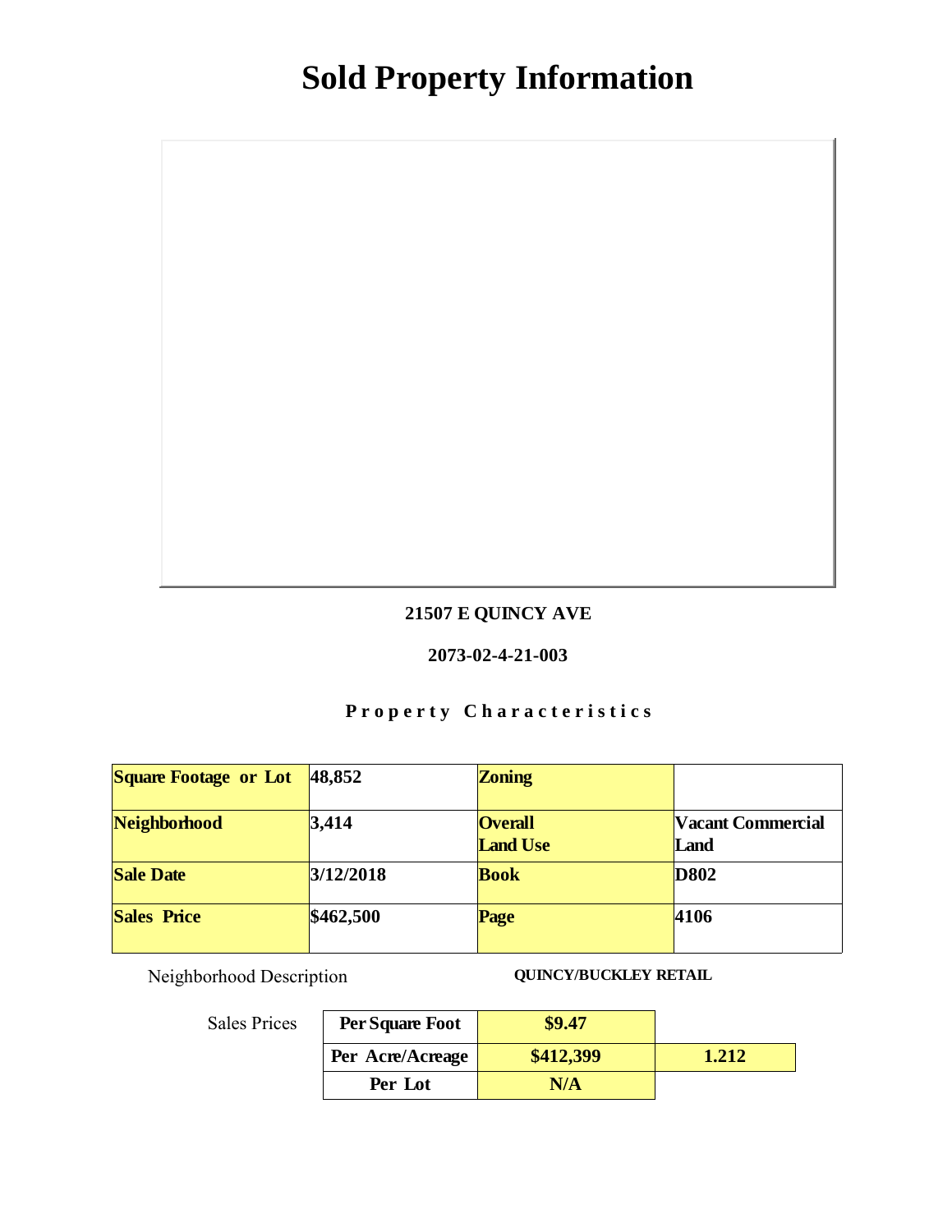# Sold Property Information

**21507 E QUINCY AVE**

**2073-02-4-21-003**

**Property Characteristics**

| Square Footage or Lot | 48,852 | Zoning | |
|---|---|---|---|
| Neighborhood | 3,414 | Overall Land Use | Vacant Commercial Land |
| Sale Date | 3/12/2018 | Book | D802 |
| Sales Price | $462,500 | Page | 4106 |

Neighborhood Description **QUINCY/BUCKLEY RETAIL**

Sales Prices

| | | |
|---|---|---|
| Per Square Foot | $9.47 | |
| Per Acre/Acreage | $412,399 | 1.212 |
| Per Lot | N/A | |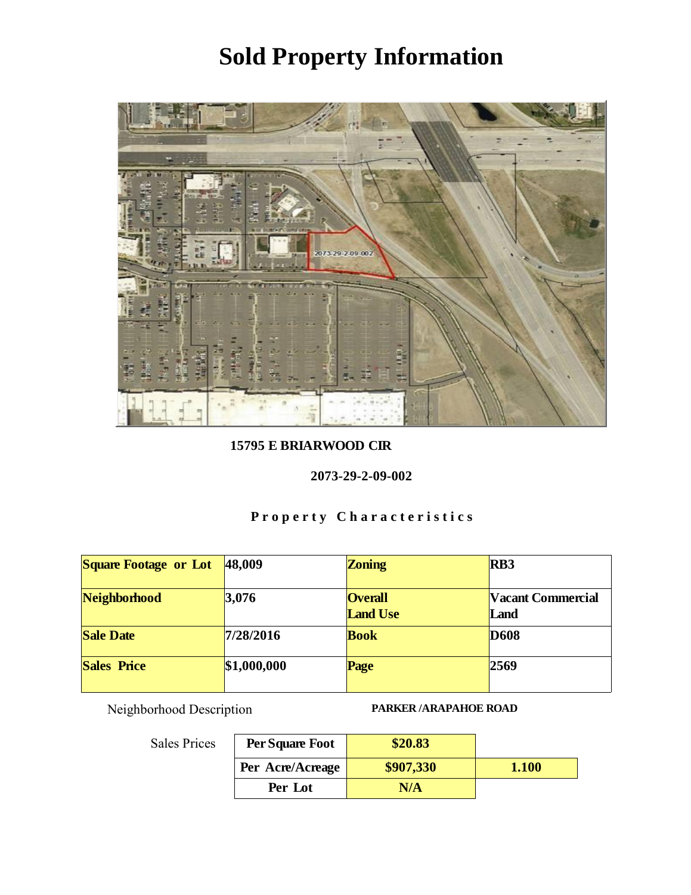# Sold Property Information

**15795 E BRIARWOOD CIR**

**2073-29-2-09-002**

**Property Characteristics**

| Square Footage or Lot | 48,009 | Zoning | RB3 |
|---|---|---|---|
| Neighborhood | 3,076 | Overall Land Use | Vacant Commercial Land |
| Sale Date | 7/28/2016 | Book | D608 |
| Sales Price | $1,000,000 | Page | 2569 |

Neighborhood Description **PARKER /ARAPAHOE ROAD**

Sales Prices

| Per Square Foot | $20.83 | |
|---|---|---|
| Per Acre/Acreage | $907,330 | 1.100 |
| Per Lot | N/A | |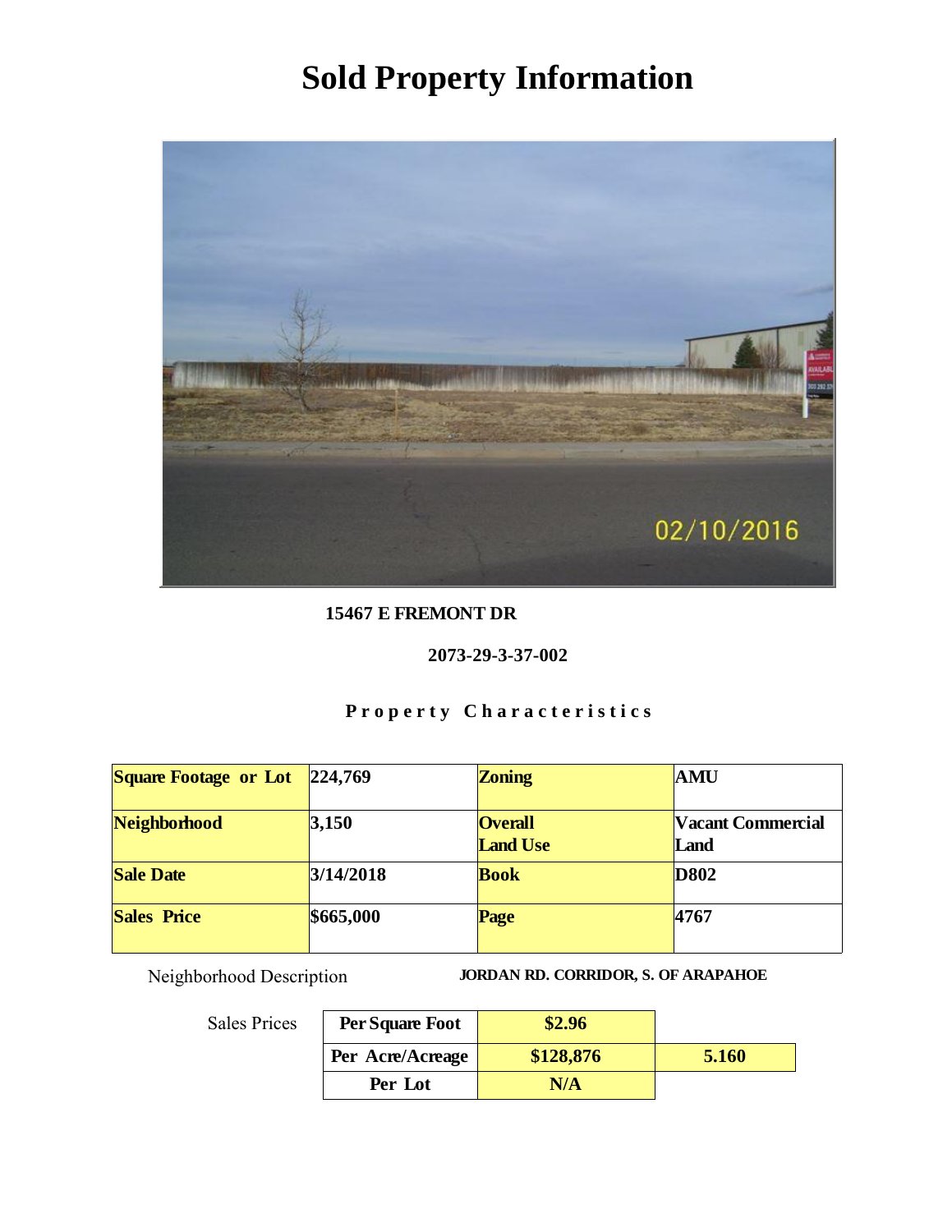# Sold Property Information

**15467 E FREMONT DR**

**2073-29-3-37-002**

**Property Characteristics**

| Square Footage or Lot | 224,769 | Zoning | AMU |
|---|---|---|---|
| Neighborhood | 3,150 | Overall Land Use | Vacant Commercial Land |
| Sale Date | 3/14/2018 | Book | D802 |
| Sales Price | $665,000 | Page | 4767 |

Neighborhood Description **JORDAN RD. CORRIDOR, S. OF ARAPAHOE**

Sales Prices

| | | |
|---|---|---|
| Per Square Foot | $2.96 | |
| Per Acre/Acreage | $128,876 | 5.160 |
| Per Lot | N/A | |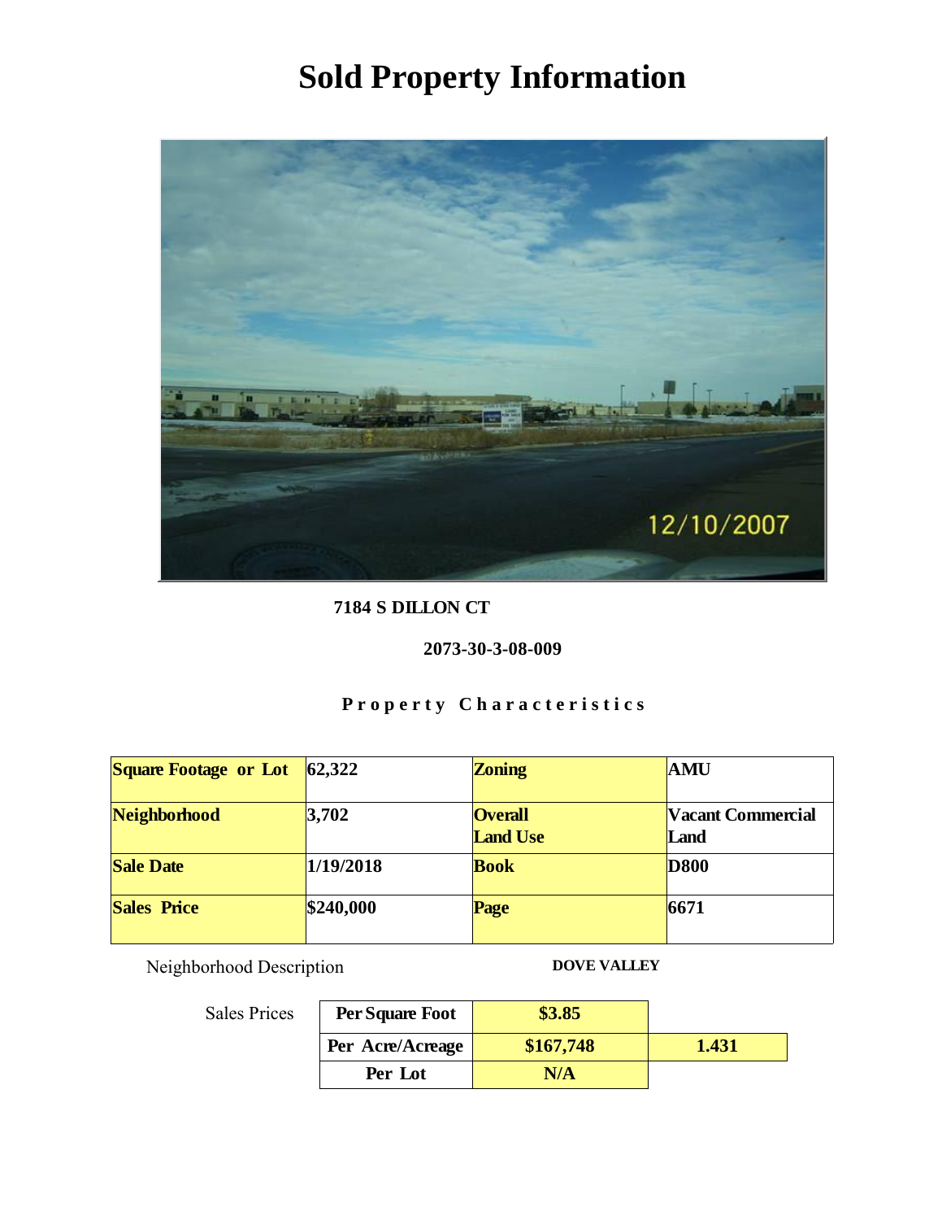# Sold Property Information

**7184 S DILLON CT**

**2073-30-3-08-009**

**Property Characteristics**

| **Square Footage or Lot** | **62,322** | **Zoning** | **AMU** |
|---|---|---|---|
| **Neighborhood** | **3,702** | **Overall Land Use** | **Vacant Commercial Land** |
| **Sale Date** | **1/19/2018** | **Book** | **D800** |
| **Sales Price** | **$240,000** | **Page** | **6671** |

Neighborhood Description **DOVE VALLEY**

| Sales Prices | | | |
|---|---|---|---|
| | **Per Square Foot** | **$3.85** | |
| | **Per Acre/Acreage** | **$167,748** | **1.431** |
| | **Per Lot** | **N/A** | |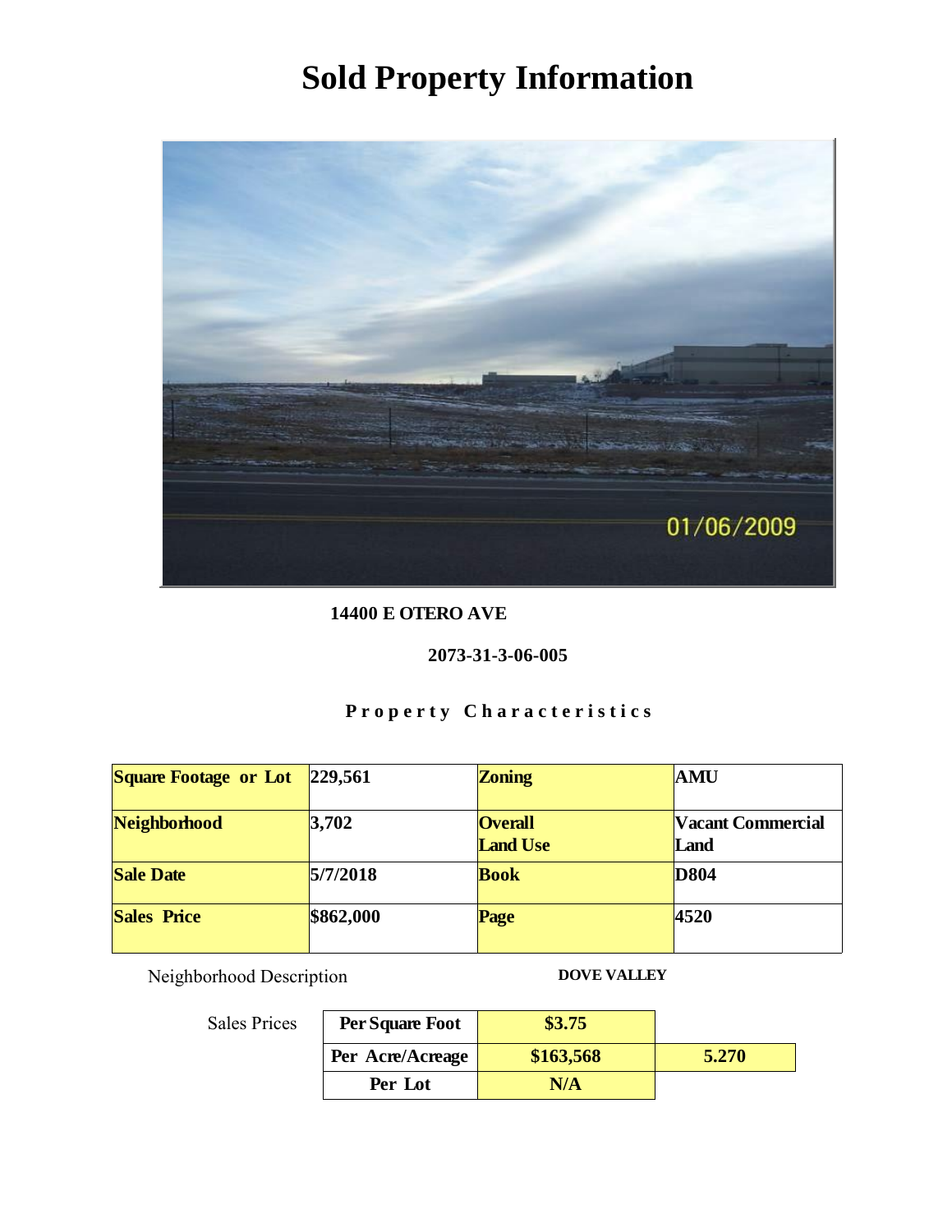# Sold Property Information

**14400 E OTERO AVE**

**2073-31-3-06-005**

**Property Characteristics**

| **Square Footage or Lot** | **229,561** | **Zoning** | **AMU** |
|---|---|---|---|
| **Neighborhood** | **3,702** | **Overall Land Use** | **Vacant Commercial Land** |
| **Sale Date** | **5/7/2018** | **Book** | **D804** |
| **Sales Price** | **$862,000** | **Page** | **4520** |

Neighborhood Description **DOVE VALLEY**

Sales Prices

| | | |
|---|---|---|
| **Per Square Foot** | **$3.75** | |
| **Per Acre/Acreage** | **$163,568** | **5.270** |
| **Per Lot** | **N/A** | |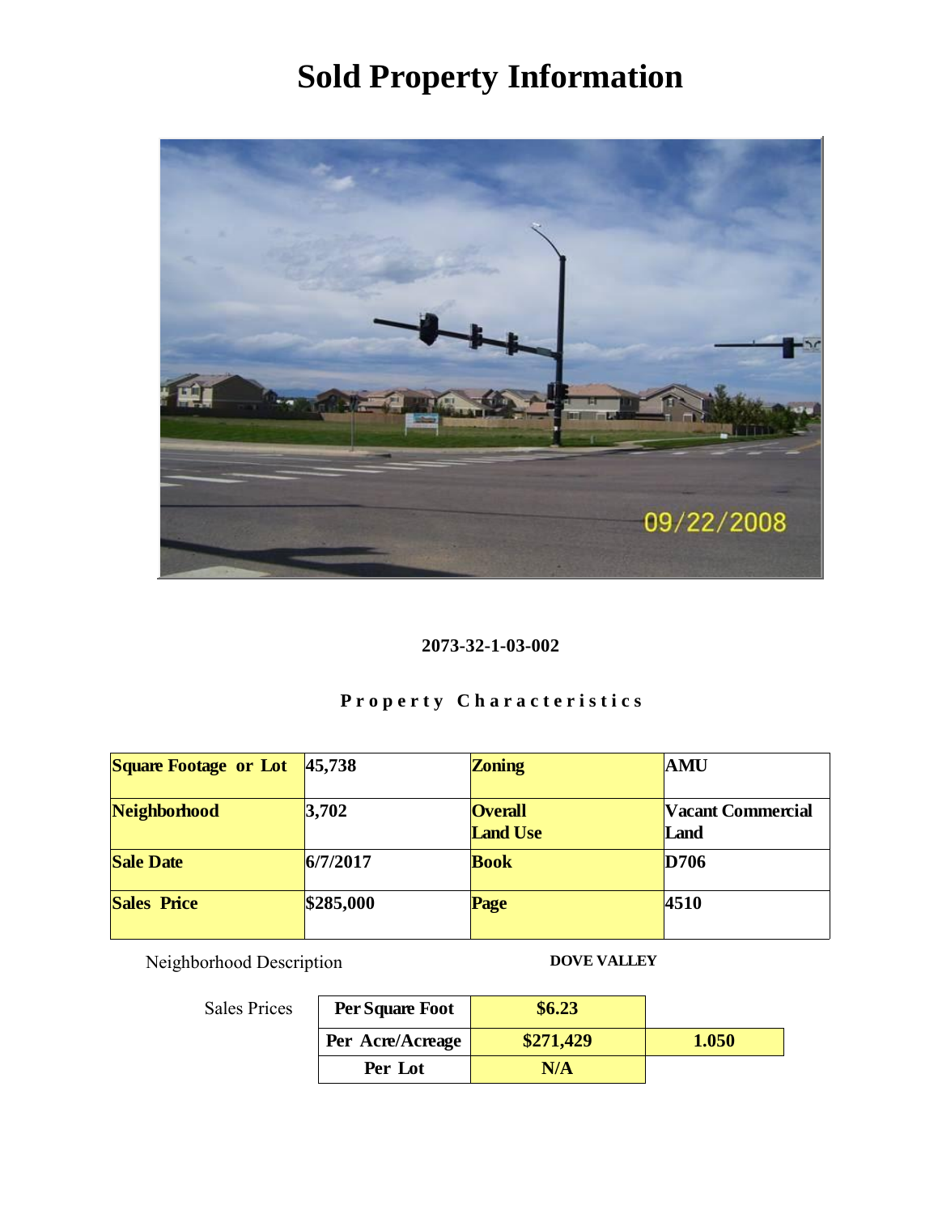# Sold Property Information

**2073-32-1-03-002**

**Property Characteristics**

| **Square Footage or Lot** | **45,738** | **Zoning** | **AMU** |
|---|---|---|---|
| **Neighborhood** | **3,702** | **Overall Land Use** | **Vacant Commercial Land** |
| **Sale Date** | **6/7/2017** | **Book** | **D706** |
| **Sales Price** | **$285,000** | **Page** | **4510** |

Neighborhood Description **DOVE VALLEY**

Sales Prices

| | | |
|---|---|---|
| **Per Square Foot** | **$6.23** | |
| **Per Acre/Acreage** | **$271,429** | **1.050** |
| **Per Lot** | **N/A** | |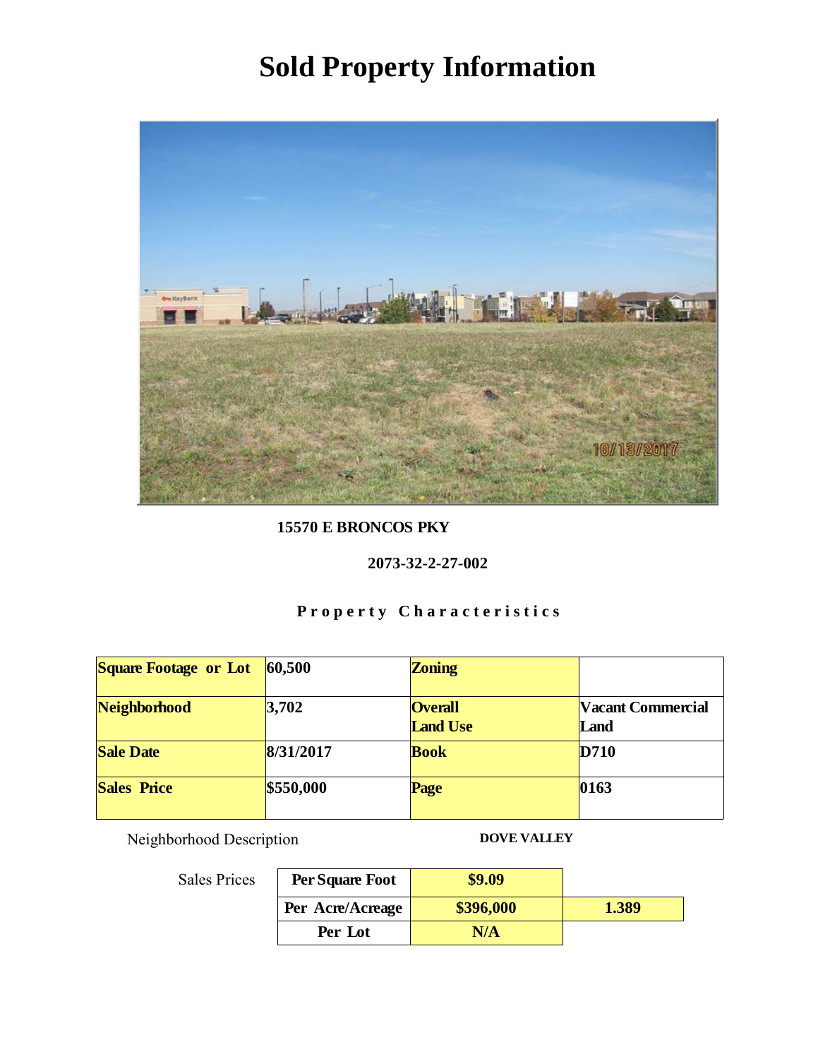# Sold Property Information

**15570 E BRONCOS PKY**

**2073-32-2-27-002**

**Property Characteristics**

| | | | |
|---|---|---|---|
| **Square Footage or Lot** | **60,500** | **Zoning** | |
| **Neighborhood** | **3,702** | **Overall Land Use** | **Vacant Commercial Land** |
| **Sale Date** | **8/31/2017** | **Book** | **D710** |
| **Sales Price** | **$550,000** | **Page** | **0163** |

Neighborhood Description **DOVE VALLEY**

Sales Prices

| | | |
|---|---|---|
| **Per Square Foot** | **$9.09** | |
| **Per Acre/Acreage** | **$396,000** | **1.389** |
| **Per Lot** | **N/A** | |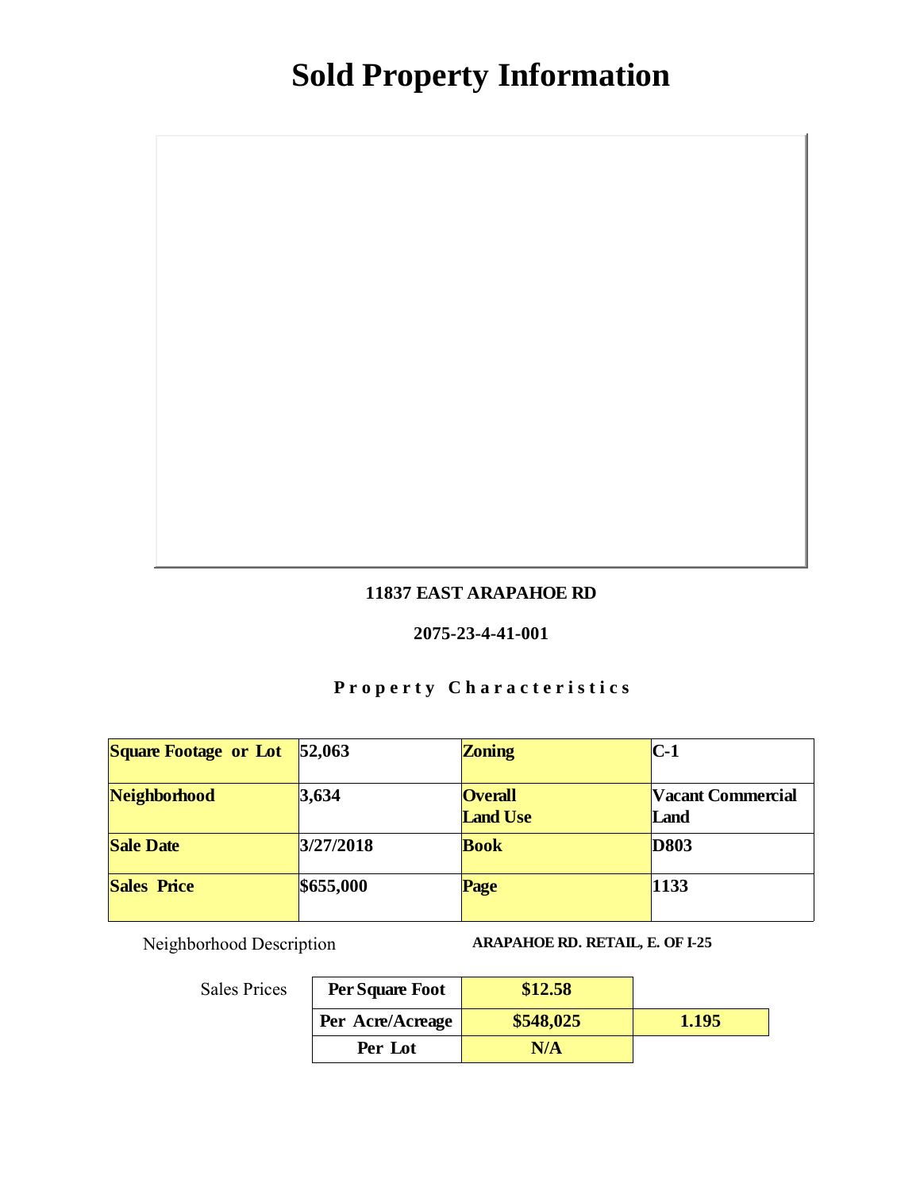# Sold Property Information

**11837 EAST ARAPAHOE RD**

**2075-23-4-41-001**

**Property Characteristics**

| | | | |
|---|---|---|---|
| **Square Footage or Lot** | **52,063** | **Zoning** | **C-1** |
| **Neighborhood** | **3,634** | **Overall Land Use** | **Vacant Commercial Land** |
| **Sale Date** | **3/27/2018** | **Book** | **D803** |
| **Sales Price** | **$655,000** | **Page** | **1133** |

Neighborhood Description **ARAPAHOE RD. RETAIL, E. OF I-25**

Sales Prices

| | | |
|---|---|---|
| **Per Square Foot** | **$12.58** | |
| **Per Acre/Acreage** | **$548,025** | **1.195** |
| **Per Lot** | **N/A** | |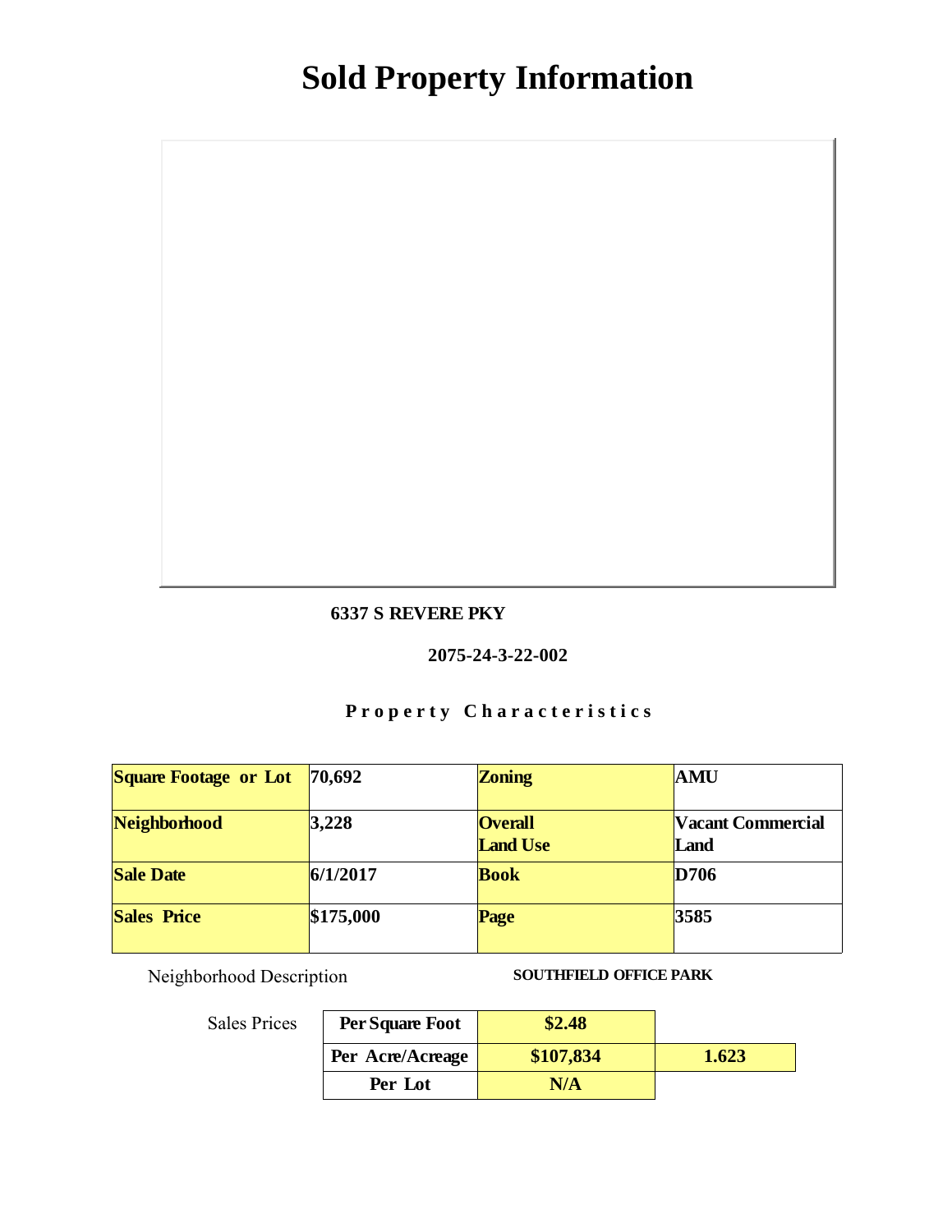# Sold Property Information

**6337 S REVERE PKY**

**2075-24-3-22-002**

## Property Characteristics

| **Square Footage or Lot** | **70,692** | **Zoning** | **AMU** |
|---|---|---|---|
| **Neighborhood** | **3,228** | **Overall Land Use** | **Vacant Commercial Land** |
| **Sale Date** | **6/1/2017** | **Book** | **D706** |
| **Sales Price** | **\$175,000** | **Page** | **3585** |

Neighborhood Description **SOUTHFIELD OFFICE PARK**

Sales Prices

| **Per Square Foot** | **\$2.48** | |
|---|---|---|
| **Per Acre/Acreage** | **\$107,834** | **1.623** |
| **Per Lot** | **N/A** | |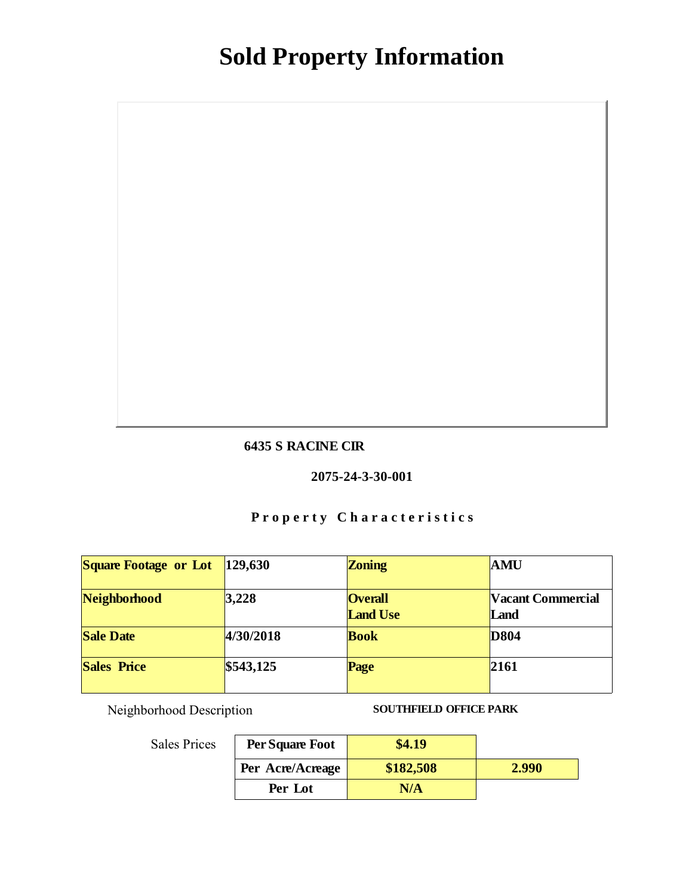# Sold Property Information

**6435 S RACINE CIR**

**2075-24-3-30-001**

**Property Characteristics**

| **Square Footage or Lot** | **129,630** | **Zoning** | **AMU** |
|---|---|---|---|
| **Neighborhood** | **3,228** | **Overall Land Use** | **Vacant Commercial Land** |
| **Sale Date** | **4/30/2018** | **Book** | **D804** |
| **Sales Price** | **$543,125** | **Page** | **2161** |

Neighborhood Description **SOUTHFIELD OFFICE PARK**

Sales Prices

| | | |
|---|---|---|
| **Per Square Foot** | **$4.19** | |
| **Per Acre/Acreage** | **$182,508** | **2.990** |
| **Per Lot** | **N/A** | |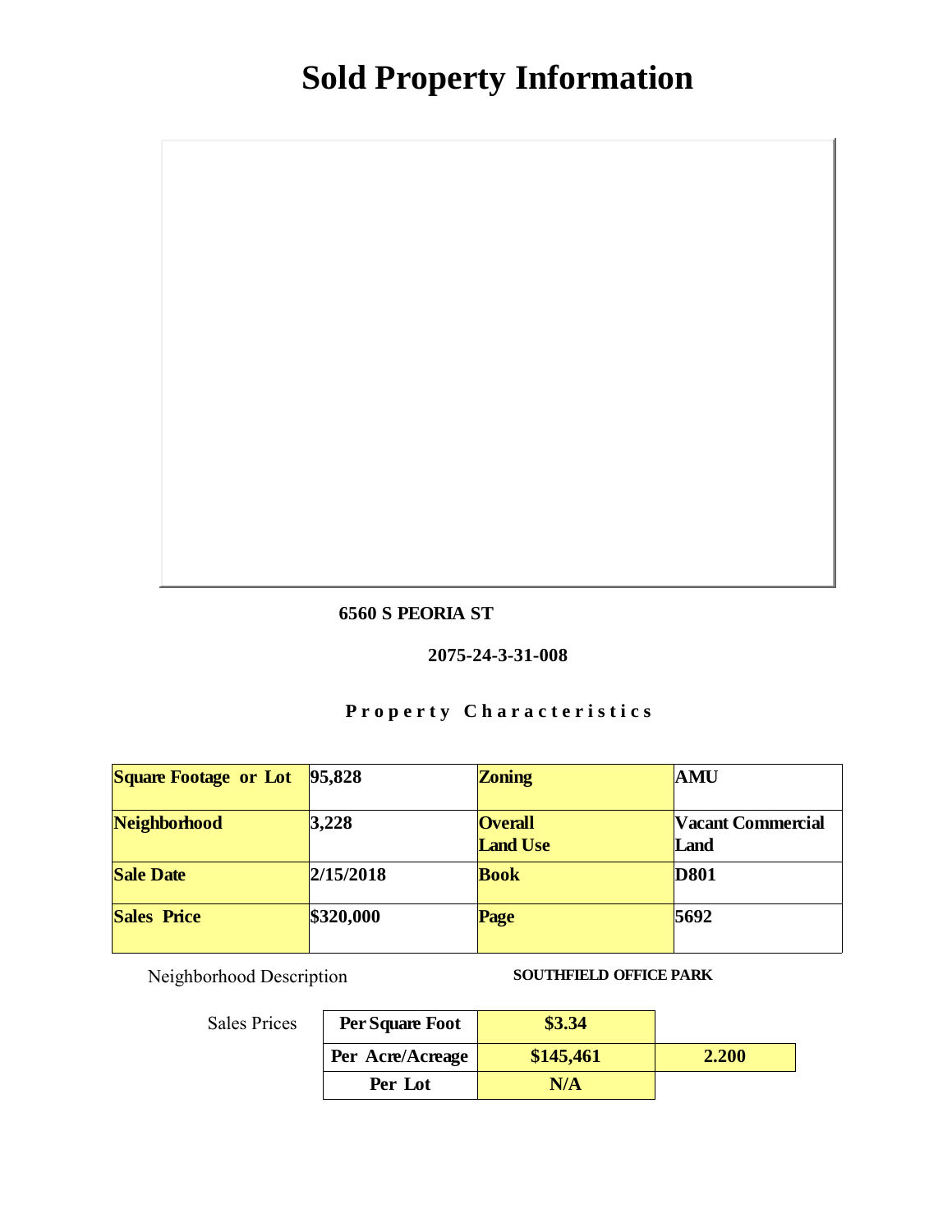# Sold Property Information

**6560 S PEORIA ST**

**2075-24-3-31-008**

**Property Characteristics**

| Square Footage or Lot | 95,828 | Zoning | AMU |
|---|---|---|---|
| Neighborhood | 3,228 | Overall Land Use | Vacant Commercial Land |
| Sale Date | 2/15/2018 | Book | D801 |
| Sales Price | $320,000 | Page | 5692 |

Neighborhood Description **SOUTHFIELD OFFICE PARK**

Sales Prices

| | | |
|---|---|---|
| Per Square Foot | $3.34 | |
| Per Acre/Acreage | $145,461 | 2.200 |
| Per Lot | N/A | |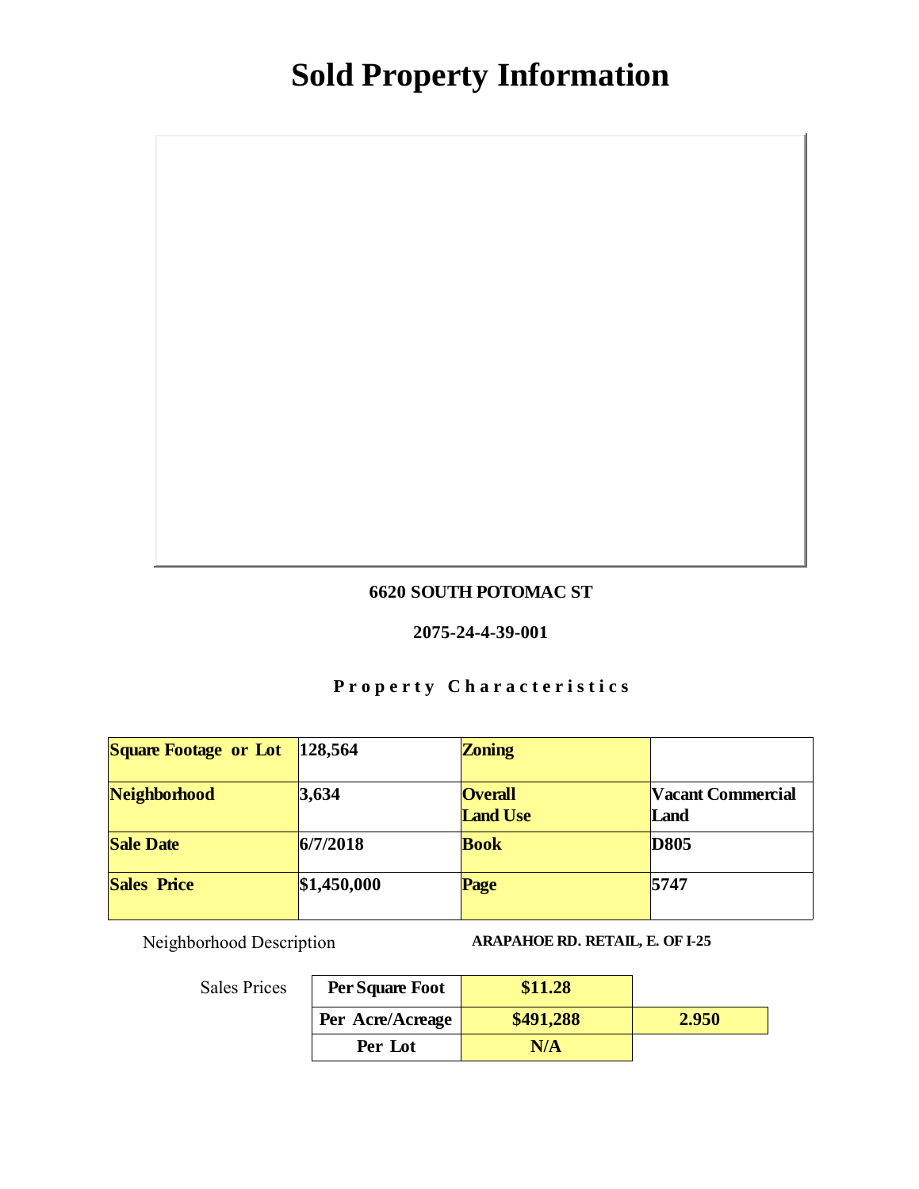# Sold Property Information

**6620 SOUTH POTOMAC ST**

**2075-24-4-39-001**

**Property Characteristics**

| | | | |
|---|---|---|---|
| **Square Footage or Lot** | **128,564** | **Zoning** | |
| **Neighborhood** | **3,634** | **Overall Land Use** | **Vacant Commercial Land** |
| **Sale Date** | **6/7/2018** | **Book** | **D805** |
| **Sales Price** | **$1,450,000** | **Page** | **5747** |

Neighborhood Description **ARAPAHOE RD. RETAIL, E. OF I-25**

Sales Prices

| | | |
|---|---|---|
| **Per Square Foot** | **$11.28** | |
| **Per Acre/Acreage** | **$491,288** | **2.950** |
| **Per Lot** | **N/A** | |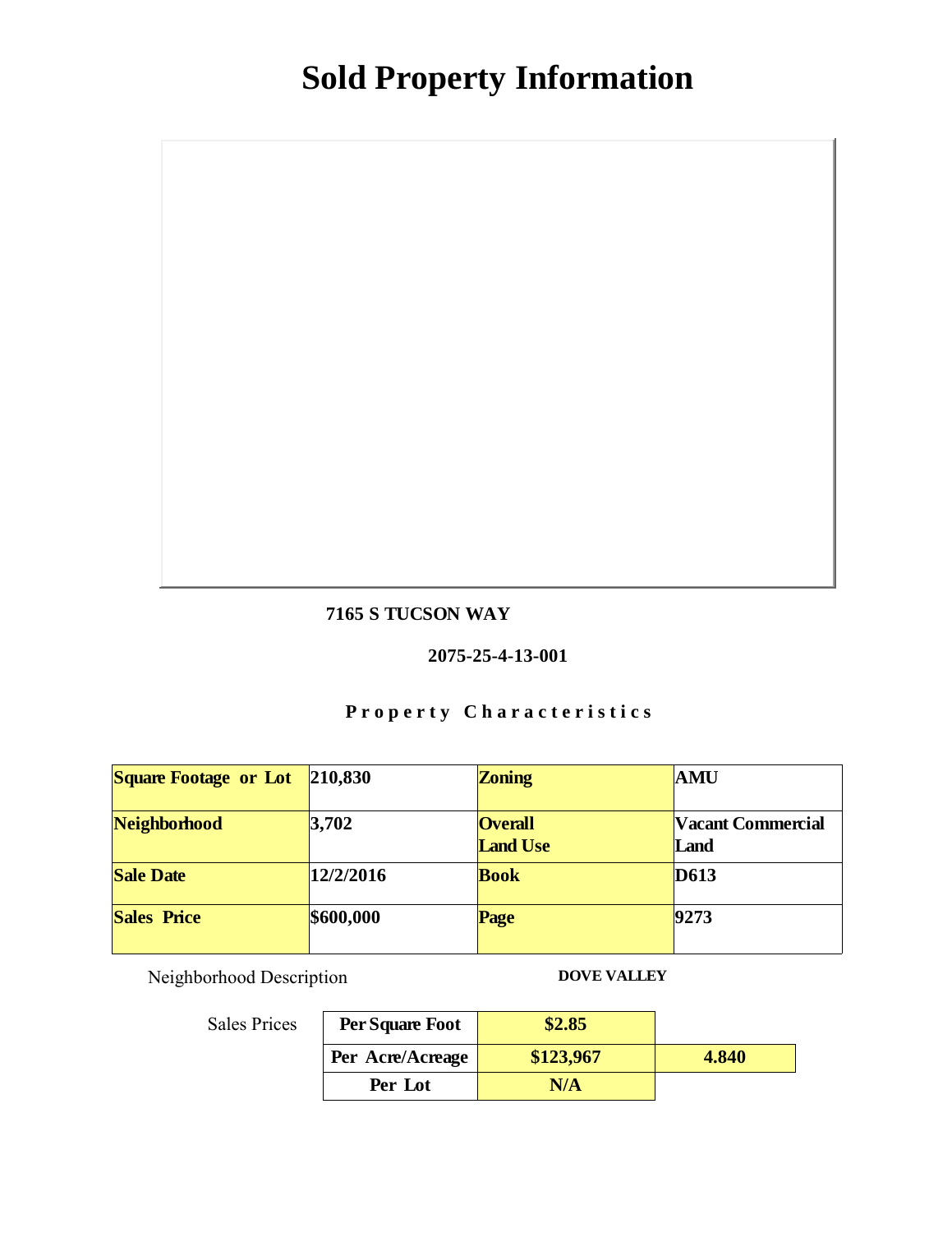# Sold Property Information

**7165 S TUCSON WAY**

**2075-25-4-13-001**

### Property Characteristics

| **Square Footage or Lot** | **210,830** | **Zoning** | **AMU** |
|---|---|---|---|
| **Neighborhood** | **3,702** | **Overall Land Use** | **Vacant Commercial Land** |
| **Sale Date** | **12/2/2016** | **Book** | **D613** |
| **Sales Price** | **$600,000** | **Page** | **9273** |

Neighborhood Description **DOVE VALLEY**

Sales Prices

| | | |
|---|---|---|
| **Per Square Foot** | **$2.85** | |
| **Per Acre/Acreage** | **$123,967** | **4.840** |
| **Per Lot** | **N/A** | |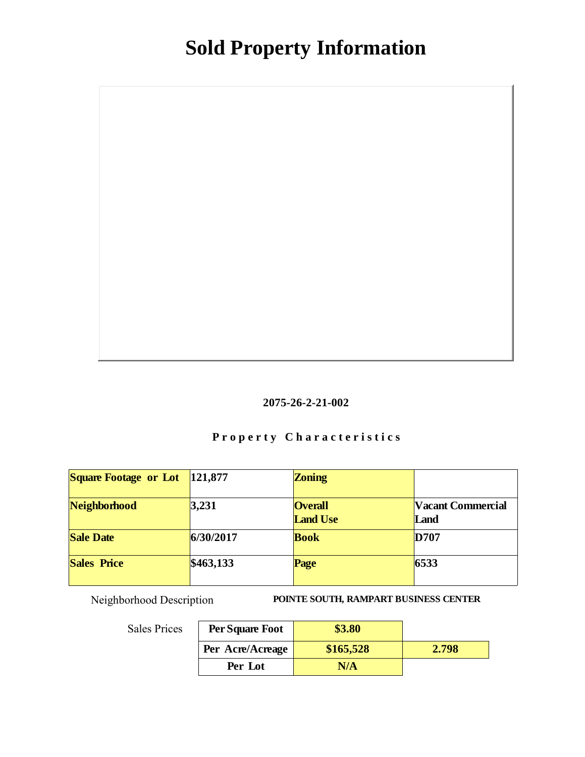# Sold Property Information

**2075-26-2-21-002**

**Property Characteristics**

| Square Footage or Lot | 121,877 | Zoning | |
|---|---|---|---|
| Neighborhood | 3,231 | Overall Land Use | Vacant Commercial Land |
| Sale Date | 6/30/2017 | Book | D707 |
| Sales Price | $463,133 | Page | 6533 |

Neighborhood Description **POINTE SOUTH, RAMPART BUSINESS CENTER**

Sales Prices

| | | |
|---|---|---|
| Per Square Foot | $3.80 | |
| Per Acre/Acreage | $165,528 | 2.798 |
| Per Lot | N/A | |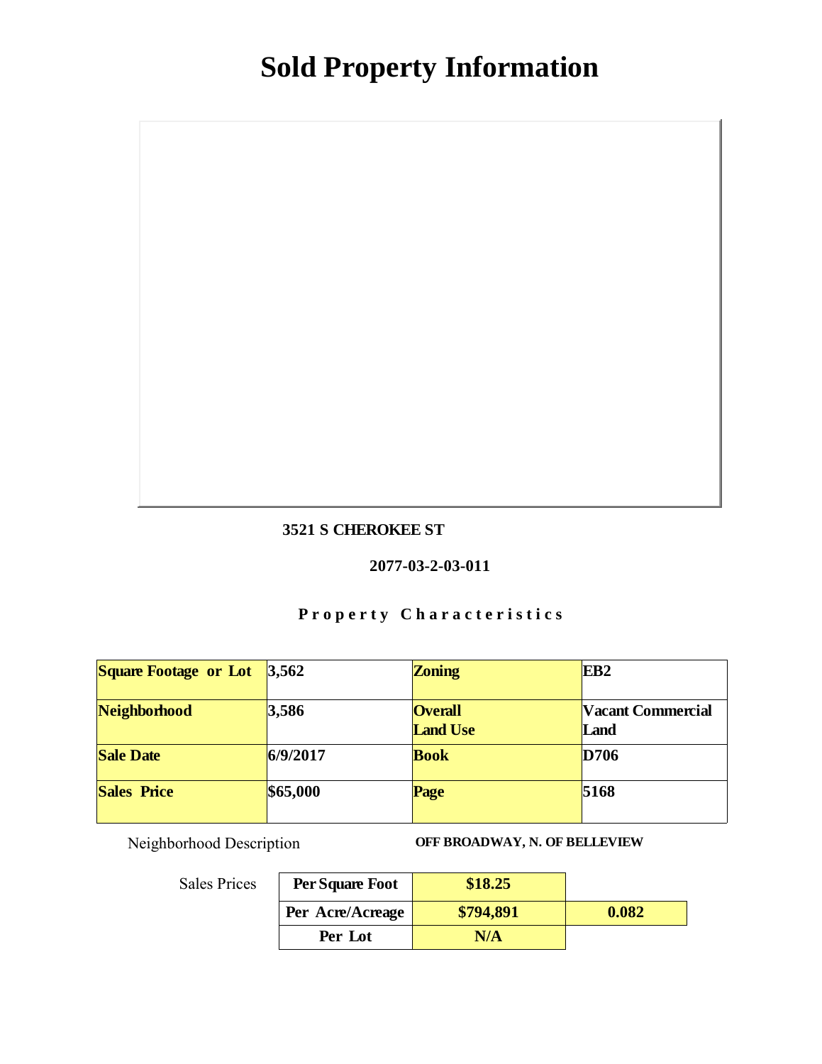# Sold Property Information

**3521 S CHEROKEE ST**

**2077-03-2-03-011**

**Property Characteristics**

| Square Footage or Lot | 3,562 | Zoning | EB2 |
|---|---|---|---|
| Neighborhood | 3,586 | Overall Land Use | Vacant Commercial Land |
| Sale Date | 6/9/2017 | Book | D706 |
| Sales Price | $65,000 | Page | 5168 |

Neighborhood Description **OFF BROADWAY, N. OF BELLEVIEW**

Sales Prices

| | | |
|---|---|---|
| Per Square Foot | $18.25 | |
| Per Acre/Acreage | $794,891 | 0.082 |
| Per Lot | N/A | |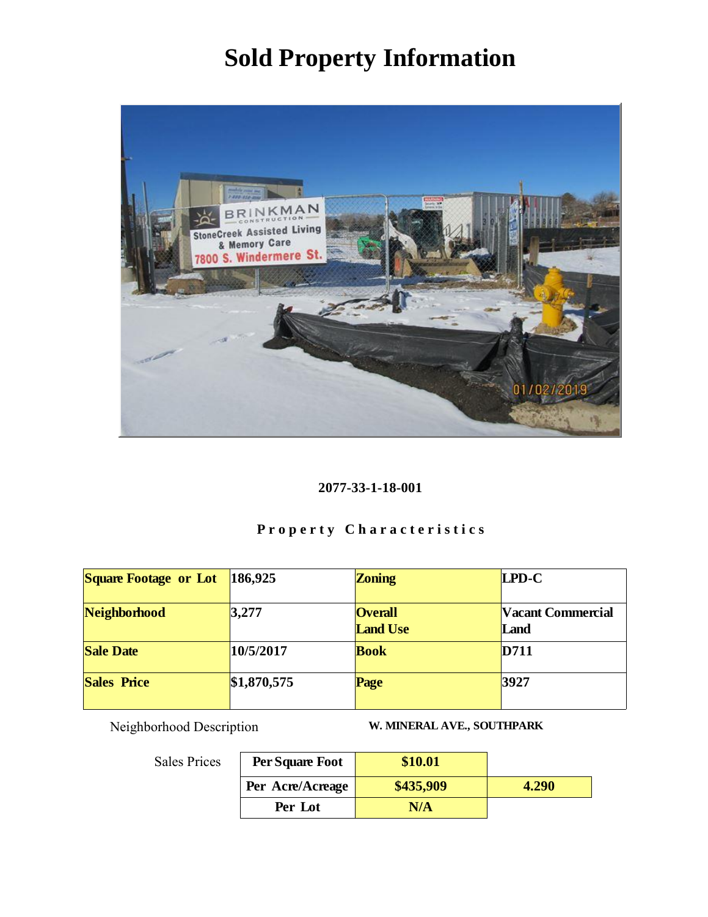# Sold Property Information

**2077-33-1-18-001**

**Property Characteristics**

| **Square Footage or Lot** | **186,925** | **Zoning** | **LPD-C** |
|---|---|---|---|
| **Neighborhood** | **3,277** | **Overall Land Use** | **Vacant Commercial Land** |
| **Sale Date** | **10/5/2017** | **Book** | **D711** |
| **Sales Price** | **$1,870,575** | **Page** | **3927** |

Neighborhood Description **W. MINERAL AVE., SOUTHPARK**

Sales Prices

| | | |
|---|---|---|
| **Per Square Foot** | **$10.01** | |
| **Per Acre/Acreage** | **$435,909** | **4.290** |
| **Per Lot** | **N/A** | |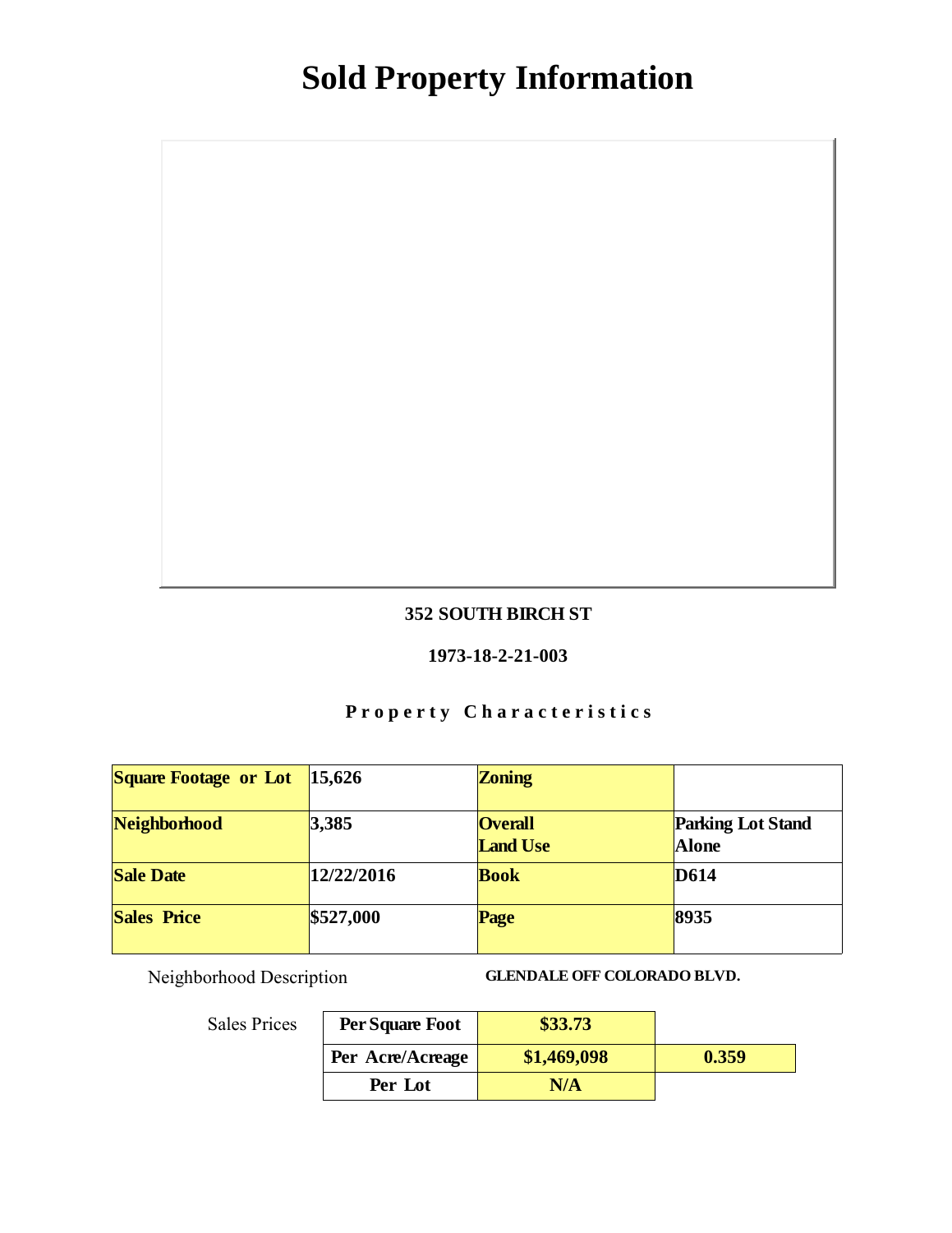# Sold Property Information

**352 SOUTH BIRCH ST**

**1973-18-2-21-003**

**Property Characteristics**

| | | | |
|---|---|---|---|
| **Square Footage or Lot** | **15,626** | **Zoning** | |
| **Neighborhood** | **3,385** | **Overall Land Use** | **Parking Lot Stand Alone** |
| **Sale Date** | **12/22/2016** | **Book** | **D614** |
| **Sales Price** | **$527,000** | **Page** | **8935** |

Neighborhood Description **GLENDALE OFF COLORADO BLVD.**

Sales Prices

| | | |
|---|---|---|
| **Per Square Foot** | **$33.73** | |
| **Per Acre/Acreage** | **$1,469,098** | **0.359** |
| **Per Lot** | **N/A** | |